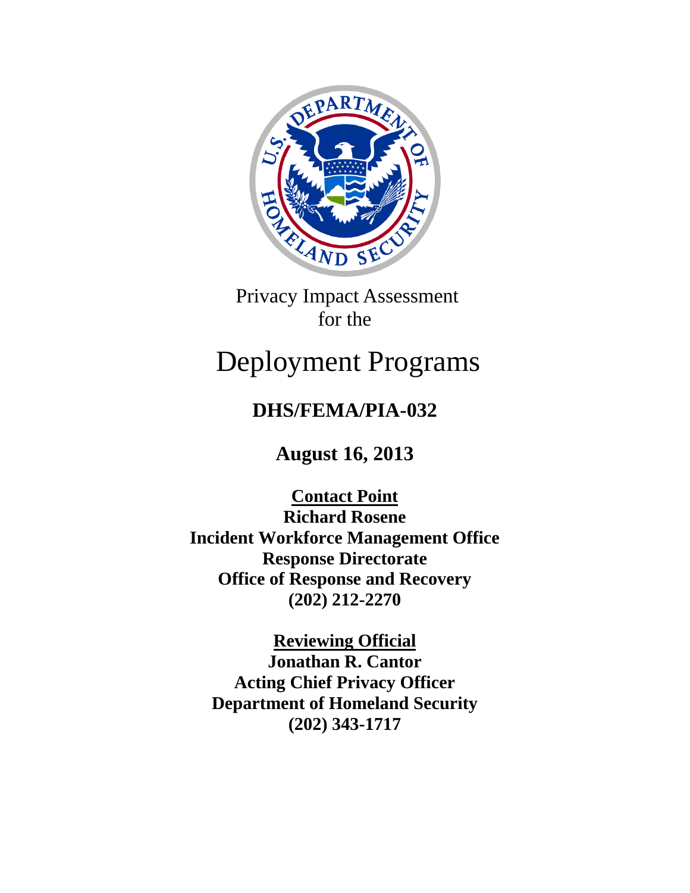Privacy Impact Assessment
for the

# Deployment Programs

## DHS/FEMA/PIA-032

**August 16, 2013**

**Contact Point**
**Richard Rosene**
**Incident Workforce Management Office**
**Response Directorate**
**Office of Response and Recovery**
**(202) 212-2270**

**Reviewing Official**
**Jonathan R. Cantor**
**Acting Chief Privacy Officer**
**Department of Homeland Security**
**(202) 343-1717**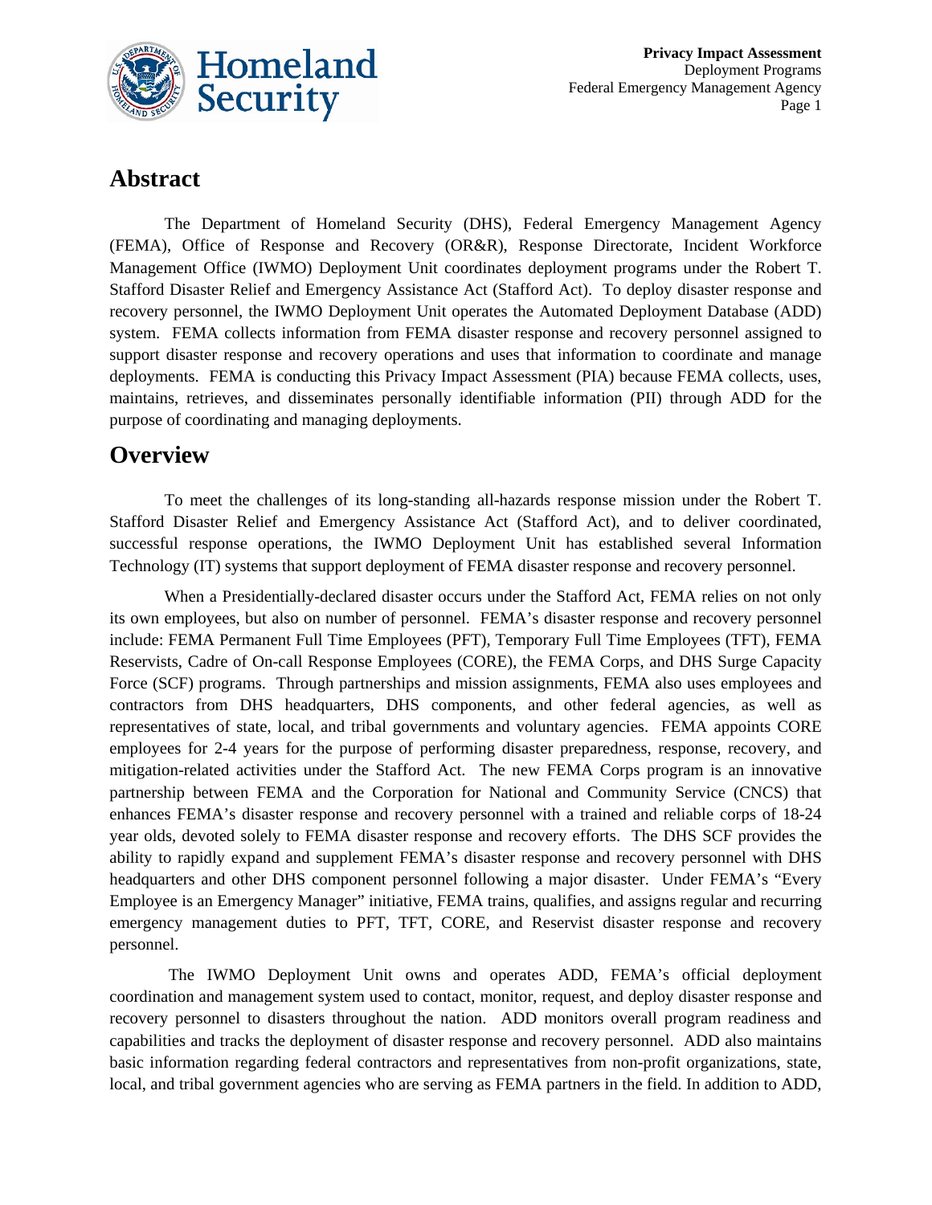## Abstract

The Department of Homeland Security (DHS), Federal Emergency Management Agency (FEMA), Office of Response and Recovery (OR&R), Response Directorate, Incident Workforce Management Office (IWMO) Deployment Unit coordinates deployment programs under the Robert T. Stafford Disaster Relief and Emergency Assistance Act (Stafford Act). To deploy disaster response and recovery personnel, the IWMO Deployment Unit operates the Automated Deployment Database (ADD) system. FEMA collects information from FEMA disaster response and recovery personnel assigned to support disaster response and recovery operations and uses that information to coordinate and manage deployments. FEMA is conducting this Privacy Impact Assessment (PIA) because FEMA collects, uses, maintains, retrieves, and disseminates personally identifiable information (PII) through ADD for the purpose of coordinating and managing deployments.

## Overview

To meet the challenges of its long-standing all-hazards response mission under the Robert T. Stafford Disaster Relief and Emergency Assistance Act (Stafford Act), and to deliver coordinated, successful response operations, the IWMO Deployment Unit has established several Information Technology (IT) systems that support deployment of FEMA disaster response and recovery personnel.

When a Presidentially-declared disaster occurs under the Stafford Act, FEMA relies on not only its own employees, but also on number of personnel. FEMA's disaster response and recovery personnel include: FEMA Permanent Full Time Employees (PFT), Temporary Full Time Employees (TFT), FEMA Reservists, Cadre of On-call Response Employees (CORE), the FEMA Corps, and DHS Surge Capacity Force (SCF) programs. Through partnerships and mission assignments, FEMA also uses employees and contractors from DHS headquarters, DHS components, and other federal agencies, as well as representatives of state, local, and tribal governments and voluntary agencies. FEMA appoints CORE employees for 2-4 years for the purpose of performing disaster preparedness, response, recovery, and mitigation-related activities under the Stafford Act. The new FEMA Corps program is an innovative partnership between FEMA and the Corporation for National and Community Service (CNCS) that enhances FEMA's disaster response and recovery personnel with a trained and reliable corps of 18-24 year olds, devoted solely to FEMA disaster response and recovery efforts. The DHS SCF provides the ability to rapidly expand and supplement FEMA's disaster response and recovery personnel with DHS headquarters and other DHS component personnel following a major disaster. Under FEMA's "Every Employee is an Emergency Manager" initiative, FEMA trains, qualifies, and assigns regular and recurring emergency management duties to PFT, TFT, CORE, and Reservist disaster response and recovery personnel.

The IWMO Deployment Unit owns and operates ADD, FEMA's official deployment coordination and management system used to contact, monitor, request, and deploy disaster response and recovery personnel to disasters throughout the nation. ADD monitors overall program readiness and capabilities and tracks the deployment of disaster response and recovery personnel. ADD also maintains basic information regarding federal contractors and representatives from non-profit organizations, state, local, and tribal government agencies who are serving as FEMA partners in the field. In addition to ADD,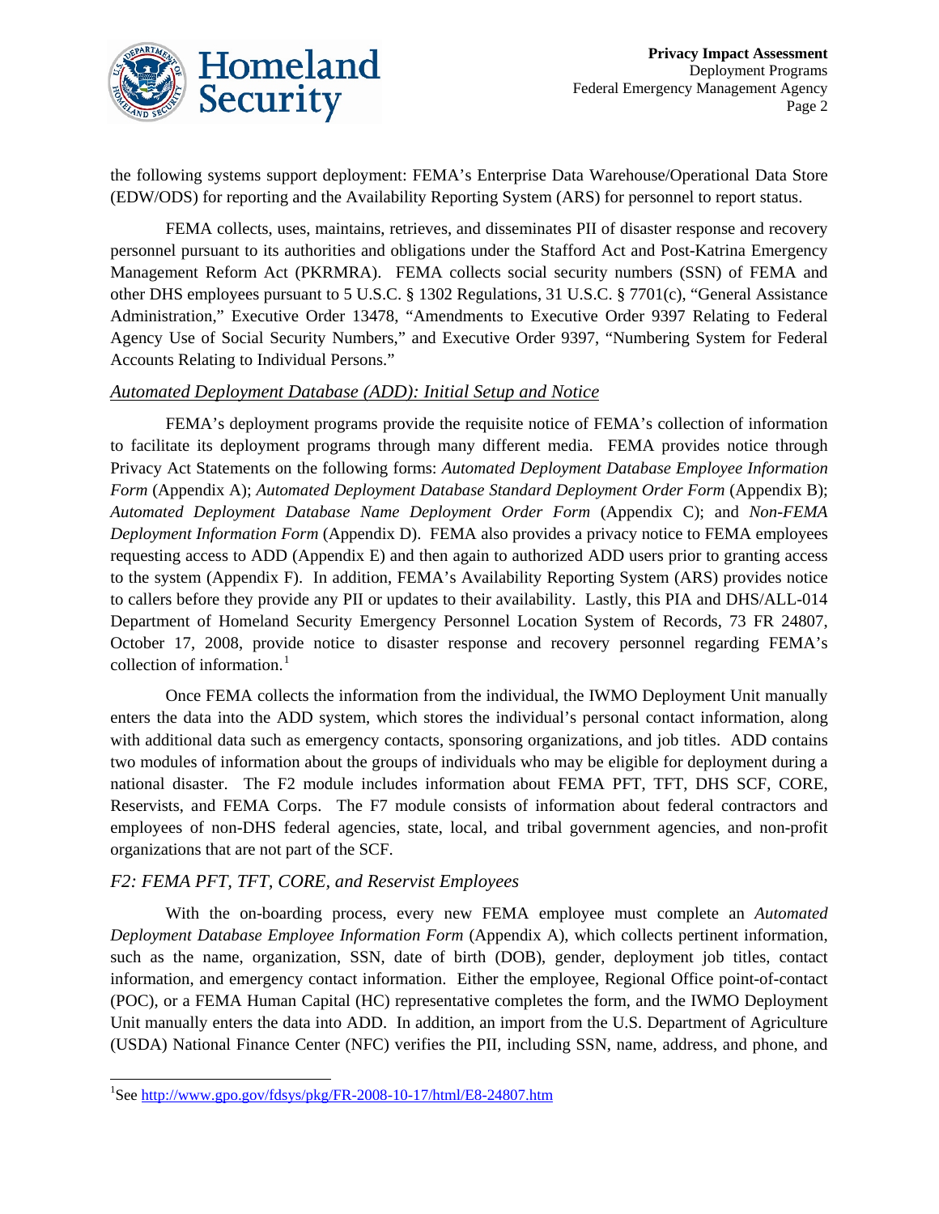the following systems support deployment: FEMA's Enterprise Data Warehouse/Operational Data Store (EDW/ODS) for reporting and the Availability Reporting System (ARS) for personnel to report status.

FEMA collects, uses, maintains, retrieves, and disseminates PII of disaster response and recovery personnel pursuant to its authorities and obligations under the Stafford Act and Post-Katrina Emergency Management Reform Act (PKRMRA). FEMA collects social security numbers (SSN) of FEMA and other DHS employees pursuant to 5 U.S.C. § 1302 Regulations, 31 U.S.C. § 7701(c), "General Assistance Administration," Executive Order 13478, "Amendments to Executive Order 9397 Relating to Federal Agency Use of Social Security Numbers," and Executive Order 9397, "Numbering System for Federal Accounts Relating to Individual Persons."

### *Automated Deployment Database (ADD): Initial Setup and Notice*

FEMA's deployment programs provide the requisite notice of FEMA's collection of information to facilitate its deployment programs through many different media. FEMA provides notice through Privacy Act Statements on the following forms: *Automated Deployment Database Employee Information Form* (Appendix A); *Automated Deployment Database Standard Deployment Order Form* (Appendix B); *Automated Deployment Database Name Deployment Order Form* (Appendix C); and *Non-FEMA Deployment Information Form* (Appendix D). FEMA also provides a privacy notice to FEMA employees requesting access to ADD (Appendix E) and then again to authorized ADD users prior to granting access to the system (Appendix F). In addition, FEMA's Availability Reporting System (ARS) provides notice to callers before they provide any PII or updates to their availability. Lastly, this PIA and DHS/ALL-014 Department of Homeland Security Emergency Personnel Location System of Records, 73 FR 24807, October 17, 2008, provide notice to disaster response and recovery personnel regarding FEMA's collection of information.[1]

Once FEMA collects the information from the individual, the IWMO Deployment Unit manually enters the data into the ADD system, which stores the individual's personal contact information, along with additional data such as emergency contacts, sponsoring organizations, and job titles. ADD contains two modules of information about the groups of individuals who may be eligible for deployment during a national disaster. The F2 module includes information about FEMA PFT, TFT, DHS SCF, CORE, Reservists, and FEMA Corps. The F7 module consists of information about federal contractors and employees of non-DHS federal agencies, state, local, and tribal government agencies, and non-profit organizations that are not part of the SCF.

### *F2: FEMA PFT, TFT, CORE, and Reservist Employees*

With the on-boarding process, every new FEMA employee must complete an *Automated Deployment Database Employee Information Form* (Appendix A), which collects pertinent information, such as the name, organization, SSN, date of birth (DOB), gender, deployment job titles, contact information, and emergency contact information. Either the employee, Regional Office point-of-contact (POC), or a FEMA Human Capital (HC) representative completes the form, and the IWMO Deployment Unit manually enters the data into ADD. In addition, an import from the U.S. Department of Agriculture (USDA) National Finance Center (NFC) verifies the PII, including SSN, name, address, and phone, and

[1] See http://www.gpo.gov/fdsys/pkg/FR-2008-10-17/html/E8-24807.htm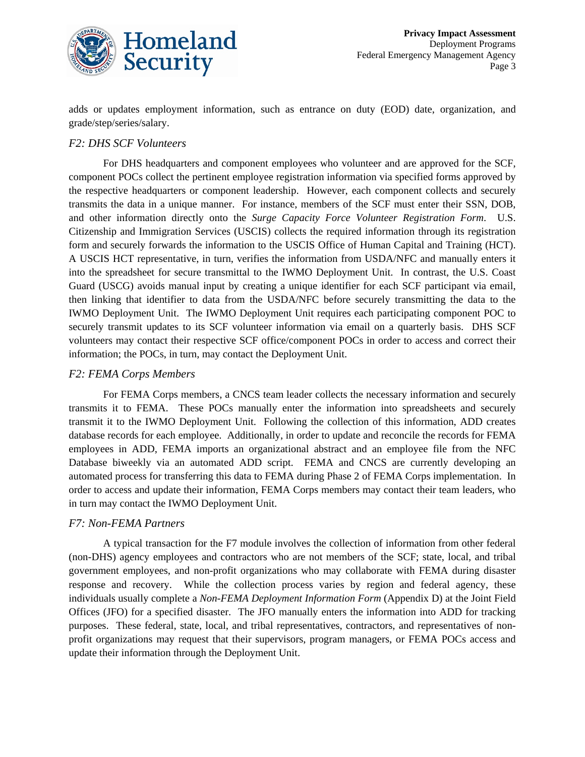adds or updates employment information, such as entrance on duty (EOD) date, organization, and grade/step/series/salary.

### *F2: DHS SCF Volunteers*

For DHS headquarters and component employees who volunteer and are approved for the SCF, component POCs collect the pertinent employee registration information via specified forms approved by the respective headquarters or component leadership. However, each component collects and securely transmits the data in a unique manner. For instance, members of the SCF must enter their SSN, DOB, and other information directly onto the *Surge Capacity Force Volunteer Registration Form*. U.S. Citizenship and Immigration Services (USCIS) collects the required information through its registration form and securely forwards the information to the USCIS Office of Human Capital and Training (HCT). A USCIS HCT representative, in turn, verifies the information from USDA/NFC and manually enters it into the spreadsheet for secure transmittal to the IWMO Deployment Unit. In contrast, the U.S. Coast Guard (USCG) avoids manual input by creating a unique identifier for each SCF participant via email, then linking that identifier to data from the USDA/NFC before securely transmitting the data to the IWMO Deployment Unit. The IWMO Deployment Unit requires each participating component POC to securely transmit updates to its SCF volunteer information via email on a quarterly basis. DHS SCF volunteers may contact their respective SCF office/component POCs in order to access and correct their information; the POCs, in turn, may contact the Deployment Unit.

### *F2: FEMA Corps Members*

For FEMA Corps members, a CNCS team leader collects the necessary information and securely transmits it to FEMA. These POCs manually enter the information into spreadsheets and securely transmit it to the IWMO Deployment Unit. Following the collection of this information, ADD creates database records for each employee. Additionally, in order to update and reconcile the records for FEMA employees in ADD, FEMA imports an organizational abstract and an employee file from the NFC Database biweekly via an automated ADD script. FEMA and CNCS are currently developing an automated process for transferring this data to FEMA during Phase 2 of FEMA Corps implementation. In order to access and update their information, FEMA Corps members may contact their team leaders, who in turn may contact the IWMO Deployment Unit.

### *F7: Non-FEMA Partners*

A typical transaction for the F7 module involves the collection of information from other federal (non-DHS) agency employees and contractors who are not members of the SCF; state, local, and tribal government employees, and non-profit organizations who may collaborate with FEMA during disaster response and recovery. While the collection process varies by region and federal agency, these individuals usually complete a *Non-FEMA Deployment Information Form* (Appendix D) at the Joint Field Offices (JFO) for a specified disaster. The JFO manually enters the information into ADD for tracking purposes. These federal, state, local, and tribal representatives, contractors, and representatives of non-profit organizations may request that their supervisors, program managers, or FEMA POCs access and update their information through the Deployment Unit.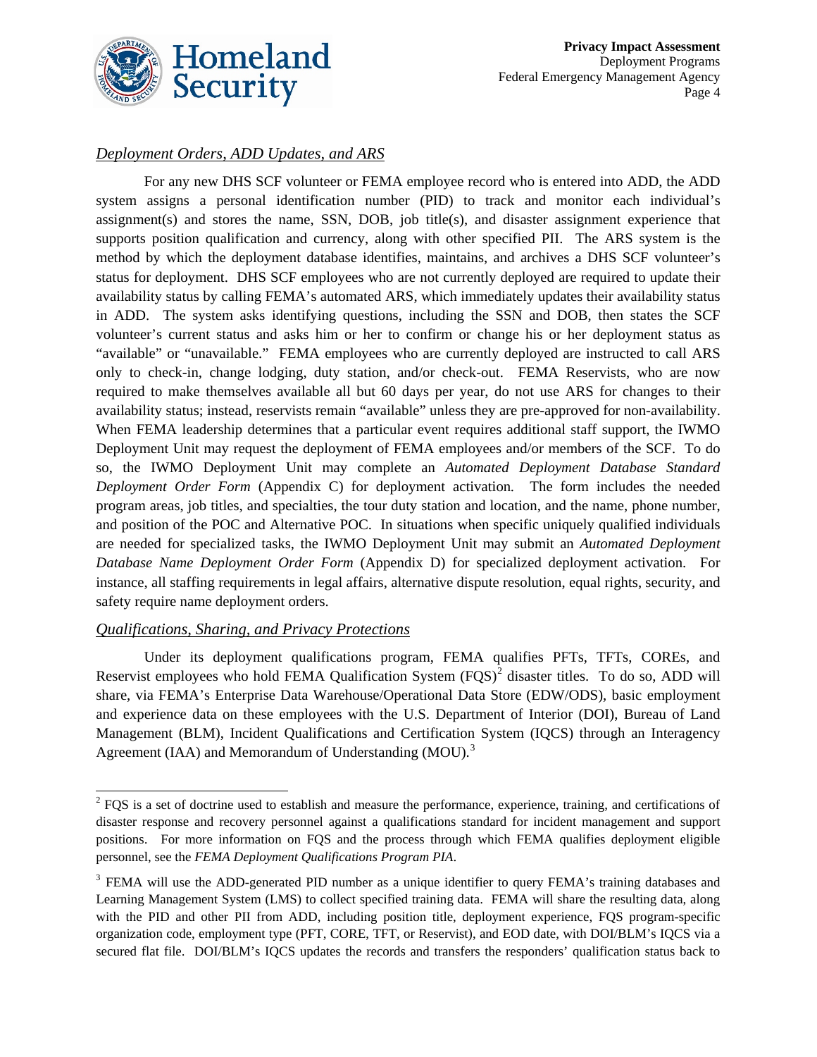*Deployment Orders, ADD Updates, and ARS*

For any new DHS SCF volunteer or FEMA employee record who is entered into ADD, the ADD system assigns a personal identification number (PID) to track and monitor each individual's assignment(s) and stores the name, SSN, DOB, job title(s), and disaster assignment experience that supports position qualification and currency, along with other specified PII. The ARS system is the method by which the deployment database identifies, maintains, and archives a DHS SCF volunteer's status for deployment. DHS SCF employees who are not currently deployed are required to update their availability status by calling FEMA's automated ARS, which immediately updates their availability status in ADD. The system asks identifying questions, including the SSN and DOB, then states the SCF volunteer's current status and asks him or her to confirm or change his or her deployment status as "available" or "unavailable." FEMA employees who are currently deployed are instructed to call ARS only to check-in, change lodging, duty station, and/or check-out. FEMA Reservists, who are now required to make themselves available all but 60 days per year, do not use ARS for changes to their availability status; instead, reservists remain "available" unless they are pre-approved for non-availability. When FEMA leadership determines that a particular event requires additional staff support, the IWMO Deployment Unit may request the deployment of FEMA employees and/or members of the SCF. To do so, the IWMO Deployment Unit may complete an *Automated Deployment Database Standard Deployment Order Form* (Appendix C) for deployment activation. The form includes the needed program areas, job titles, and specialties, the tour duty station and location, and the name, phone number, and position of the POC and Alternative POC. In situations when specific uniquely qualified individuals are needed for specialized tasks, the IWMO Deployment Unit may submit an *Automated Deployment Database Name Deployment Order Form* (Appendix D) for specialized deployment activation. For instance, all staffing requirements in legal affairs, alternative dispute resolution, equal rights, security, and safety require name deployment orders.

*Qualifications, Sharing, and Privacy Protections*

Under its deployment qualifications program, FEMA qualifies PFTs, TFTs, COREs, and Reservist employees who hold FEMA Qualification System (FQS)[2] disaster titles. To do so, ADD will share, via FEMA's Enterprise Data Warehouse/Operational Data Store (EDW/ODS), basic employment and experience data on these employees with the U.S. Department of Interior (DOI), Bureau of Land Management (BLM), Incident Qualifications and Certification System (IQCS) through an Interagency Agreement (IAA) and Memorandum of Understanding (MOU).[3]

---

[2] FQS is a set of doctrine used to establish and measure the performance, experience, training, and certifications of disaster response and recovery personnel against a qualifications standard for incident management and support positions. For more information on FQS and the process through which FEMA qualifies deployment eligible personnel, see the *FEMA Deployment Qualifications Program PIA*.

[3] FEMA will use the ADD-generated PID number as a unique identifier to query FEMA's training databases and Learning Management System (LMS) to collect specified training data. FEMA will share the resulting data, along with the PID and other PII from ADD, including position title, deployment experience, FQS program-specific organization code, employment type (PFT, CORE, TFT, or Reservist), and EOD date, with DOI/BLM's IQCS via a secured flat file. DOI/BLM's IQCS updates the records and transfers the responders' qualification status back to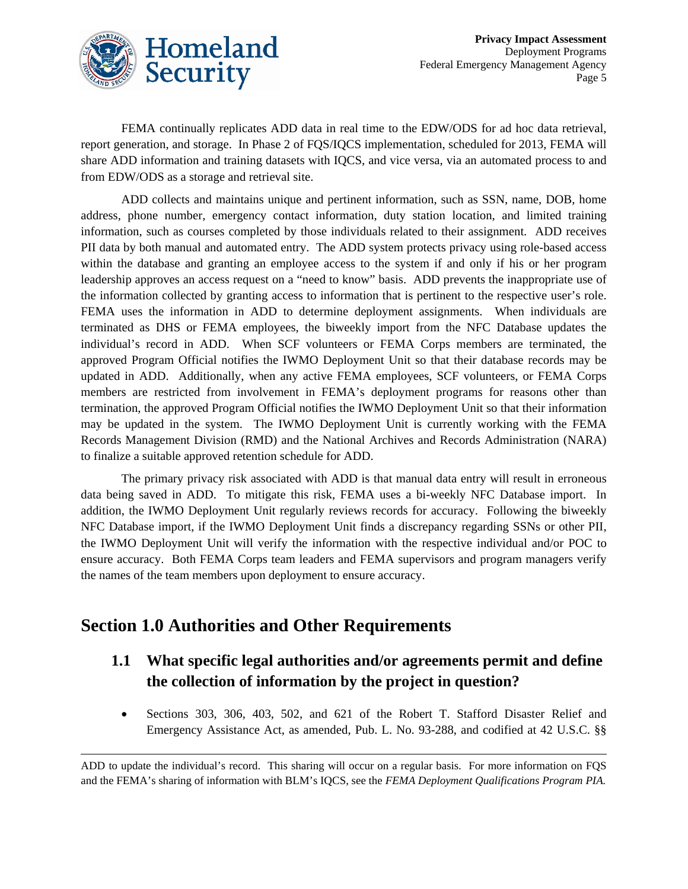FEMA continually replicates ADD data in real time to the EDW/ODS for ad hoc data retrieval, report generation, and storage. In Phase 2 of FQS/IQCS implementation, scheduled for 2013, FEMA will share ADD information and training datasets with IQCS, and vice versa, via an automated process to and from EDW/ODS as a storage and retrieval site.

ADD collects and maintains unique and pertinent information, such as SSN, name, DOB, home address, phone number, emergency contact information, duty station location, and limited training information, such as courses completed by those individuals related to their assignment. ADD receives PII data by both manual and automated entry. The ADD system protects privacy using role-based access within the database and granting an employee access to the system if and only if his or her program leadership approves an access request on a "need to know" basis. ADD prevents the inappropriate use of the information collected by granting access to information that is pertinent to the respective user's role. FEMA uses the information in ADD to determine deployment assignments. When individuals are terminated as DHS or FEMA employees, the biweekly import from the NFC Database updates the individual's record in ADD. When SCF volunteers or FEMA Corps members are terminated, the approved Program Official notifies the IWMO Deployment Unit so that their database records may be updated in ADD. Additionally, when any active FEMA employees, SCF volunteers, or FEMA Corps members are restricted from involvement in FEMA's deployment programs for reasons other than termination, the approved Program Official notifies the IWMO Deployment Unit so that their information may be updated in the system. The IWMO Deployment Unit is currently working with the FEMA Records Management Division (RMD) and the National Archives and Records Administration (NARA) to finalize a suitable approved retention schedule for ADD.

The primary privacy risk associated with ADD is that manual data entry will result in erroneous data being saved in ADD. To mitigate this risk, FEMA uses a bi-weekly NFC Database import. In addition, the IWMO Deployment Unit regularly reviews records for accuracy. Following the biweekly NFC Database import, if the IWMO Deployment Unit finds a discrepancy regarding SSNs or other PII, the IWMO Deployment Unit will verify the information with the respective individual and/or POC to ensure accuracy. Both FEMA Corps team leaders and FEMA supervisors and program managers verify the names of the team members upon deployment to ensure accuracy.

## Section 1.0 Authorities and Other Requirements

### 1.1 What specific legal authorities and/or agreements permit and define the collection of information by the project in question?

- Sections 303, 306, 403, 502, and 621 of the Robert T. Stafford Disaster Relief and Emergency Assistance Act, as amended, Pub. L. No. 93-288, and codified at 42 U.S.C. §§

---

ADD to update the individual's record. This sharing will occur on a regular basis. For more information on FQS and the FEMA's sharing of information with BLM's IQCS, see the *FEMA Deployment Qualifications Program PIA.*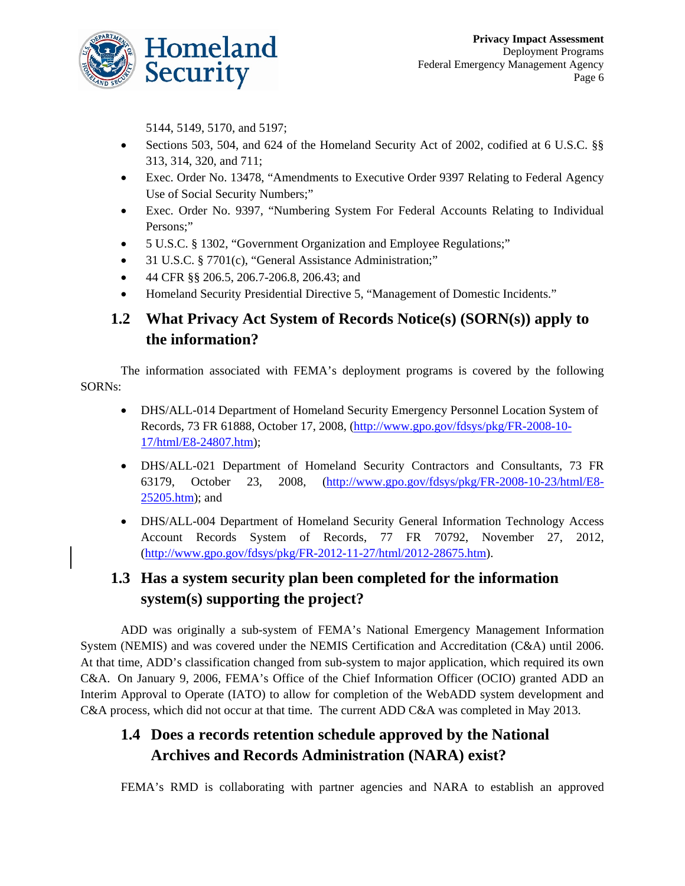5144, 5149, 5170, and 5197;

- Sections 503, 504, and 624 of the Homeland Security Act of 2002, codified at 6 U.S.C. §§ 313, 314, 320, and 711;
- Exec. Order No. 13478, "Amendments to Executive Order 9397 Relating to Federal Agency Use of Social Security Numbers;"
- Exec. Order No. 9397, "Numbering System For Federal Accounts Relating to Individual Persons;"
- 5 U.S.C. § 1302, "Government Organization and Employee Regulations;"
- 31 U.S.C. § 7701(c), "General Assistance Administration;"
- 44 CFR §§ 206.5, 206.7-206.8, 206.43; and
- Homeland Security Presidential Directive 5, "Management of Domestic Incidents."

## 1.2 What Privacy Act System of Records Notice(s) (SORN(s)) apply to the information?

The information associated with FEMA's deployment programs is covered by the following SORNs:

- DHS/ALL-014 Department of Homeland Security Emergency Personnel Location System of Records, 73 FR 61888, October 17, 2008, (http://www.gpo.gov/fdsys/pkg/FR-2008-10-17/html/E8-24807.htm);
- DHS/ALL-021 Department of Homeland Security Contractors and Consultants, 73 FR 63179, October 23, 2008, (http://www.gpo.gov/fdsys/pkg/FR-2008-10-23/html/E8-25205.htm); and
- DHS/ALL-004 Department of Homeland Security General Information Technology Access Account Records System of Records, 77 FR 70792, November 27, 2012, (http://www.gpo.gov/fdsys/pkg/FR-2012-11-27/html/2012-28675.htm).

## 1.3 Has a system security plan been completed for the information system(s) supporting the project?

ADD was originally a sub-system of FEMA's National Emergency Management Information System (NEMIS) and was covered under the NEMIS Certification and Accreditation (C&A) until 2006. At that time, ADD's classification changed from sub-system to major application, which required its own C&A. On January 9, 2006, FEMA's Office of the Chief Information Officer (OCIO) granted ADD an Interim Approval to Operate (IATO) to allow for completion of the WebADD system development and C&A process, which did not occur at that time. The current ADD C&A was completed in May 2013.

## 1.4 Does a records retention schedule approved by the National Archives and Records Administration (NARA) exist?

FEMA's RMD is collaborating with partner agencies and NARA to establish an approved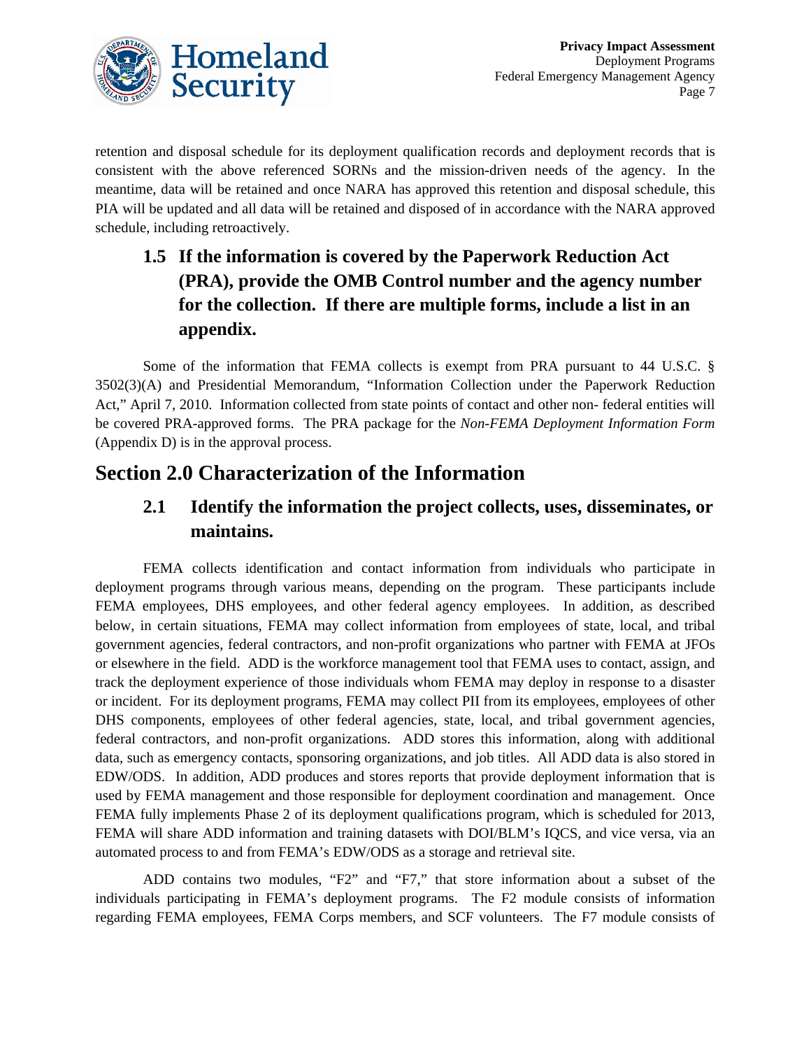retention and disposal schedule for its deployment qualification records and deployment records that is consistent with the above referenced SORNs and the mission-driven needs of the agency. In the meantime, data will be retained and once NARA has approved this retention and disposal schedule, this PIA will be updated and all data will be retained and disposed of in accordance with the NARA approved schedule, including retroactively.

### 1.5 If the information is covered by the Paperwork Reduction Act (PRA), provide the OMB Control number and the agency number for the collection. If there are multiple forms, include a list in an appendix.

Some of the information that FEMA collects is exempt from PRA pursuant to 44 U.S.C. § 3502(3)(A) and Presidential Memorandum, "Information Collection under the Paperwork Reduction Act," April 7, 2010. Information collected from state points of contact and other non- federal entities will be covered PRA-approved forms. The PRA package for the *Non-FEMA Deployment Information Form* (Appendix D) is in the approval process.

## Section 2.0 Characterization of the Information

### 2.1 Identify the information the project collects, uses, disseminates, or maintains.

FEMA collects identification and contact information from individuals who participate in deployment programs through various means, depending on the program. These participants include FEMA employees, DHS employees, and other federal agency employees. In addition, as described below, in certain situations, FEMA may collect information from employees of state, local, and tribal government agencies, federal contractors, and non-profit organizations who partner with FEMA at JFOs or elsewhere in the field. ADD is the workforce management tool that FEMA uses to contact, assign, and track the deployment experience of those individuals whom FEMA may deploy in response to a disaster or incident. For its deployment programs, FEMA may collect PII from its employees, employees of other DHS components, employees of other federal agencies, state, local, and tribal government agencies, federal contractors, and non-profit organizations. ADD stores this information, along with additional data, such as emergency contacts, sponsoring organizations, and job titles. All ADD data is also stored in EDW/ODS. In addition, ADD produces and stores reports that provide deployment information that is used by FEMA management and those responsible for deployment coordination and management. Once FEMA fully implements Phase 2 of its deployment qualifications program, which is scheduled for 2013, FEMA will share ADD information and training datasets with DOI/BLM's IQCS, and vice versa, via an automated process to and from FEMA's EDW/ODS as a storage and retrieval site.

ADD contains two modules, "F2" and "F7," that store information about a subset of the individuals participating in FEMA's deployment programs. The F2 module consists of information regarding FEMA employees, FEMA Corps members, and SCF volunteers. The F7 module consists of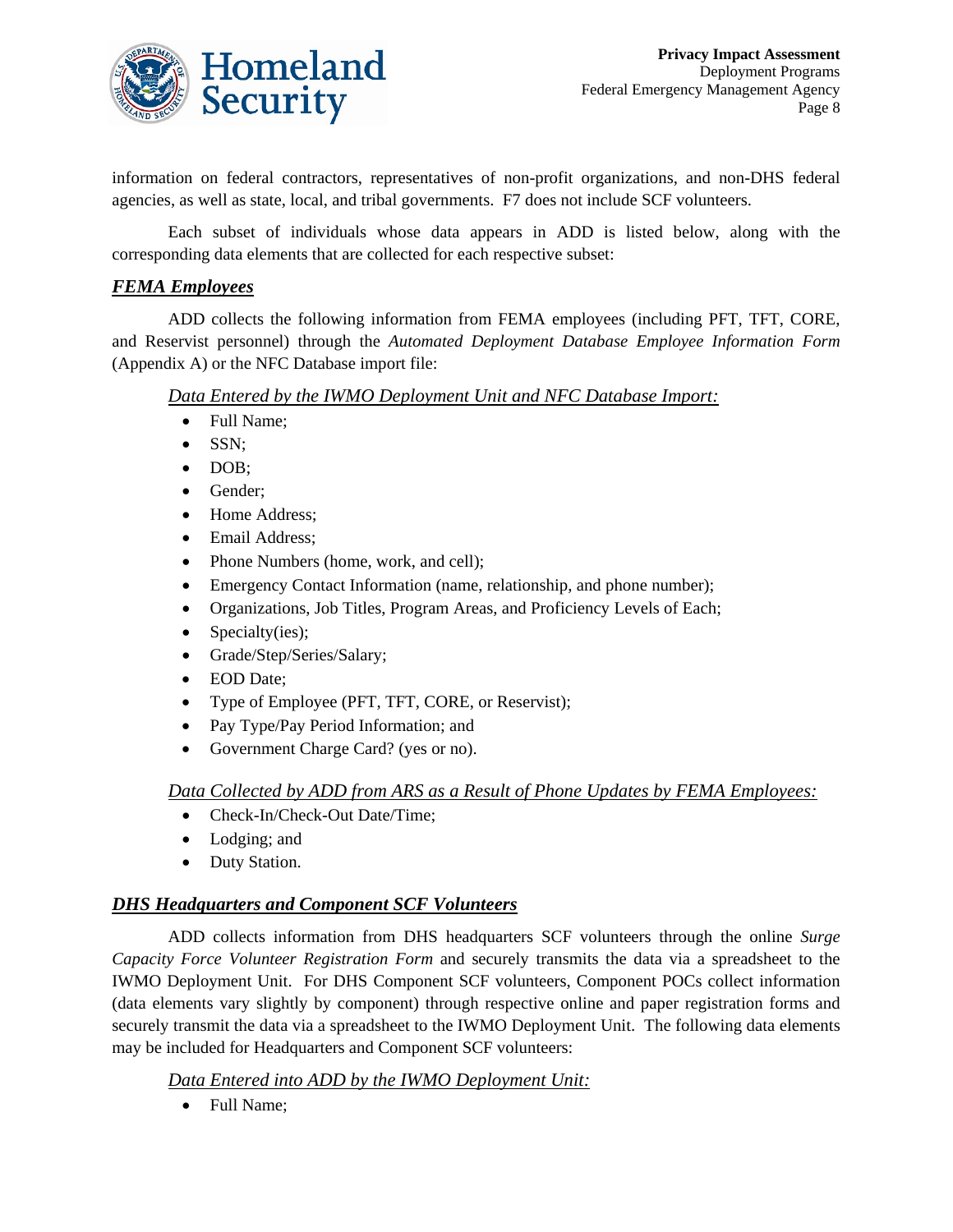information on federal contractors, representatives of non-profit organizations, and non-DHS federal agencies, as well as state, local, and tribal governments. F7 does not include SCF volunteers.

Each subset of individuals whose data appears in ADD is listed below, along with the corresponding data elements that are collected for each respective subset:

### ***FEMA Employees***

ADD collects the following information from FEMA employees (including PFT, TFT, CORE, and Reservist personnel) through the *Automated Deployment Database Employee Information Form* (Appendix A) or the NFC Database import file:

*Data Entered by the IWMO Deployment Unit and NFC Database Import:*

- Full Name;
- SSN;
- DOB;
- Gender;
- Home Address;
- Email Address;
- Phone Numbers (home, work, and cell);
- Emergency Contact Information (name, relationship, and phone number);
- Organizations, Job Titles, Program Areas, and Proficiency Levels of Each;
- Specialty(ies);
- Grade/Step/Series/Salary;
- EOD Date;
- Type of Employee (PFT, TFT, CORE, or Reservist);
- Pay Type/Pay Period Information; and
- Government Charge Card? (yes or no).

*Data Collected by ADD from ARS as a Result of Phone Updates by FEMA Employees:*

- Check-In/Check-Out Date/Time;
- Lodging; and
- Duty Station.

### ***DHS Headquarters and Component SCF Volunteers***

ADD collects information from DHS headquarters SCF volunteers through the online *Surge Capacity Force Volunteer Registration Form* and securely transmits the data via a spreadsheet to the IWMO Deployment Unit. For DHS Component SCF volunteers, Component POCs collect information (data elements vary slightly by component) through respective online and paper registration forms and securely transmit the data via a spreadsheet to the IWMO Deployment Unit. The following data elements may be included for Headquarters and Component SCF volunteers:

*Data Entered into ADD by the IWMO Deployment Unit:*

- Full Name;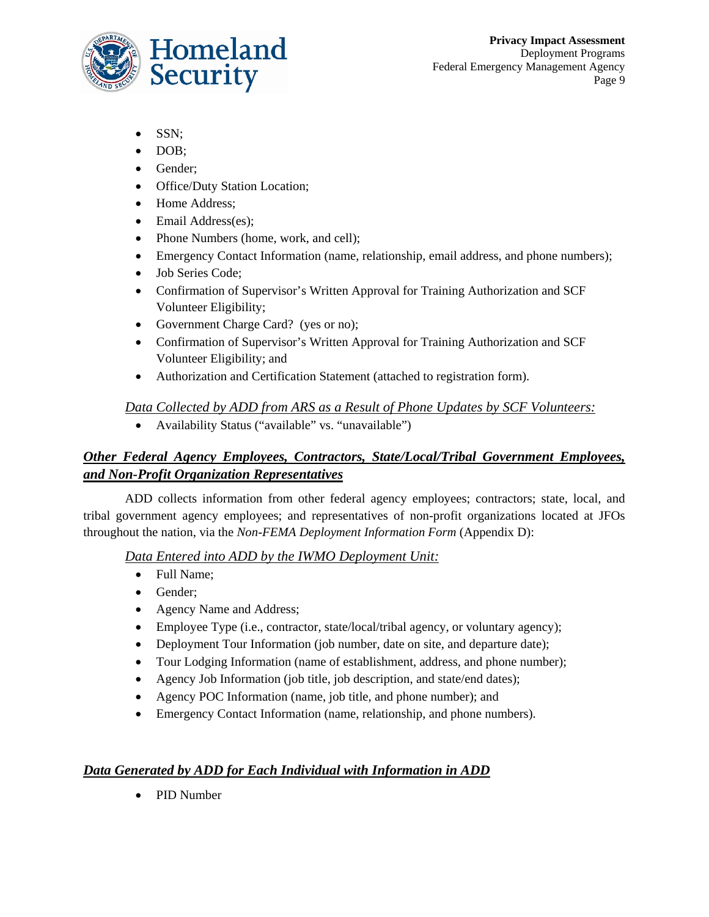- SSN;
- DOB;
- Gender;
- Office/Duty Station Location;
- Home Address;
- Email Address(es);
- Phone Numbers (home, work, and cell);
- Emergency Contact Information (name, relationship, email address, and phone numbers);
- Job Series Code;
- Confirmation of Supervisor's Written Approval for Training Authorization and SCF Volunteer Eligibility;
- Government Charge Card? (yes or no);
- Confirmation of Supervisor's Written Approval for Training Authorization and SCF Volunteer Eligibility; and
- Authorization and Certification Statement (attached to registration form).

*Data Collected by ADD from ARS as a Result of Phone Updates by SCF Volunteers:*

- Availability Status ("available" vs. "unavailable")

***Other Federal Agency Employees, Contractors, State/Local/Tribal Government Employees, and Non-Profit Organization Representatives***

ADD collects information from other federal agency employees; contractors; state, local, and tribal government agency employees; and representatives of non-profit organizations located at JFOs throughout the nation, via the *Non-FEMA Deployment Information Form* (Appendix D):

*Data Entered into ADD by the IWMO Deployment Unit:*

- Full Name;
- Gender;
- Agency Name and Address;
- Employee Type (i.e., contractor, state/local/tribal agency, or voluntary agency);
- Deployment Tour Information (job number, date on site, and departure date);
- Tour Lodging Information (name of establishment, address, and phone number);
- Agency Job Information (job title, job description, and state/end dates);
- Agency POC Information (name, job title, and phone number); and
- Emergency Contact Information (name, relationship, and phone numbers).

***Data Generated by ADD for Each Individual with Information in ADD***

- PID Number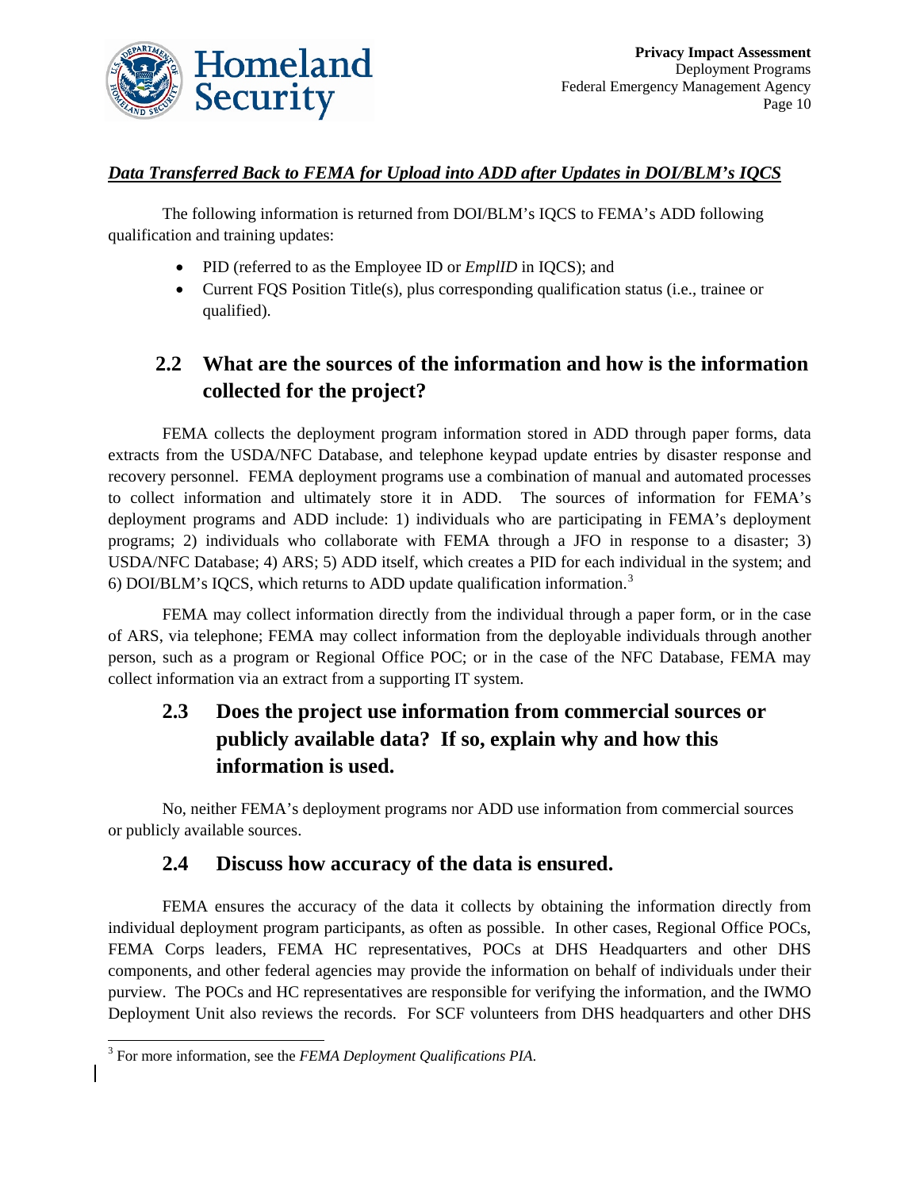***Data Transferred Back to FEMA for Upload into ADD after Updates in DOI/BLM's IQCS***

The following information is returned from DOI/BLM's IQCS to FEMA's ADD following qualification and training updates:

- PID (referred to as the Employee ID or *EmplID* in IQCS); and
- Current FQS Position Title(s), plus corresponding qualification status (i.e., trainee or qualified).

## 2.2 What are the sources of the information and how is the information collected for the project?

FEMA collects the deployment program information stored in ADD through paper forms, data extracts from the USDA/NFC Database, and telephone keypad update entries by disaster response and recovery personnel. FEMA deployment programs use a combination of manual and automated processes to collect information and ultimately store it in ADD. The sources of information for FEMA's deployment programs and ADD include: 1) individuals who are participating in FEMA's deployment programs; 2) individuals who collaborate with FEMA through a JFO in response to a disaster; 3) USDA/NFC Database; 4) ARS; 5) ADD itself, which creates a PID for each individual in the system; and 6) DOI/BLM's IQCS, which returns to ADD update qualification information.[3]

FEMA may collect information directly from the individual through a paper form, or in the case of ARS, via telephone; FEMA may collect information from the deployable individuals through another person, such as a program or Regional Office POC; or in the case of the NFC Database, FEMA may collect information via an extract from a supporting IT system.

## 2.3 Does the project use information from commercial sources or publicly available data? If so, explain why and how this information is used.

No, neither FEMA's deployment programs nor ADD use information from commercial sources or publicly available sources.

## 2.4 Discuss how accuracy of the data is ensured.

FEMA ensures the accuracy of the data it collects by obtaining the information directly from individual deployment program participants, as often as possible. In other cases, Regional Office POCs, FEMA Corps leaders, FEMA HC representatives, POCs at DHS Headquarters and other DHS components, and other federal agencies may provide the information on behalf of individuals under their purview. The POCs and HC representatives are responsible for verifying the information, and the IWMO Deployment Unit also reviews the records. For SCF volunteers from DHS headquarters and other DHS

[3] For more information, see the *FEMA Deployment Qualifications PIA*.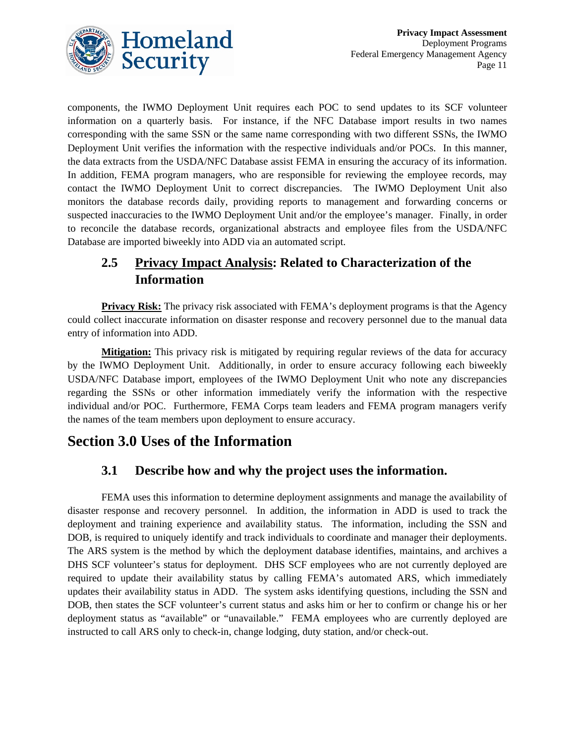components, the IWMO Deployment Unit requires each POC to send updates to its SCF volunteer information on a quarterly basis. For instance, if the NFC Database import results in two names corresponding with the same SSN or the same name corresponding with two different SSNs, the IWMO Deployment Unit verifies the information with the respective individuals and/or POCs. In this manner, the data extracts from the USDA/NFC Database assist FEMA in ensuring the accuracy of its information. In addition, FEMA program managers, who are responsible for reviewing the employee records, may contact the IWMO Deployment Unit to correct discrepancies. The IWMO Deployment Unit also monitors the database records daily, providing reports to management and forwarding concerns or suspected inaccuracies to the IWMO Deployment Unit and/or the employee's manager. Finally, in order to reconcile the database records, organizational abstracts and employee files from the USDA/NFC Database are imported biweekly into ADD via an automated script.

### 2.5 Privacy Impact Analysis: Related to Characterization of the Information

**Privacy Risk:** The privacy risk associated with FEMA's deployment programs is that the Agency could collect inaccurate information on disaster response and recovery personnel due to the manual data entry of information into ADD.

**Mitigation:** This privacy risk is mitigated by requiring regular reviews of the data for accuracy by the IWMO Deployment Unit. Additionally, in order to ensure accuracy following each biweekly USDA/NFC Database import, employees of the IWMO Deployment Unit who note any discrepancies regarding the SSNs or other information immediately verify the information with the respective individual and/or POC. Furthermore, FEMA Corps team leaders and FEMA program managers verify the names of the team members upon deployment to ensure accuracy.

## Section 3.0 Uses of the Information

### 3.1 Describe how and why the project uses the information.

FEMA uses this information to determine deployment assignments and manage the availability of disaster response and recovery personnel. In addition, the information in ADD is used to track the deployment and training experience and availability status. The information, including the SSN and DOB, is required to uniquely identify and track individuals to coordinate and manager their deployments. The ARS system is the method by which the deployment database identifies, maintains, and archives a DHS SCF volunteer's status for deployment. DHS SCF employees who are not currently deployed are required to update their availability status by calling FEMA's automated ARS, which immediately updates their availability status in ADD. The system asks identifying questions, including the SSN and DOB, then states the SCF volunteer's current status and asks him or her to confirm or change his or her deployment status as "available" or "unavailable." FEMA employees who are currently deployed are instructed to call ARS only to check-in, change lodging, duty station, and/or check-out.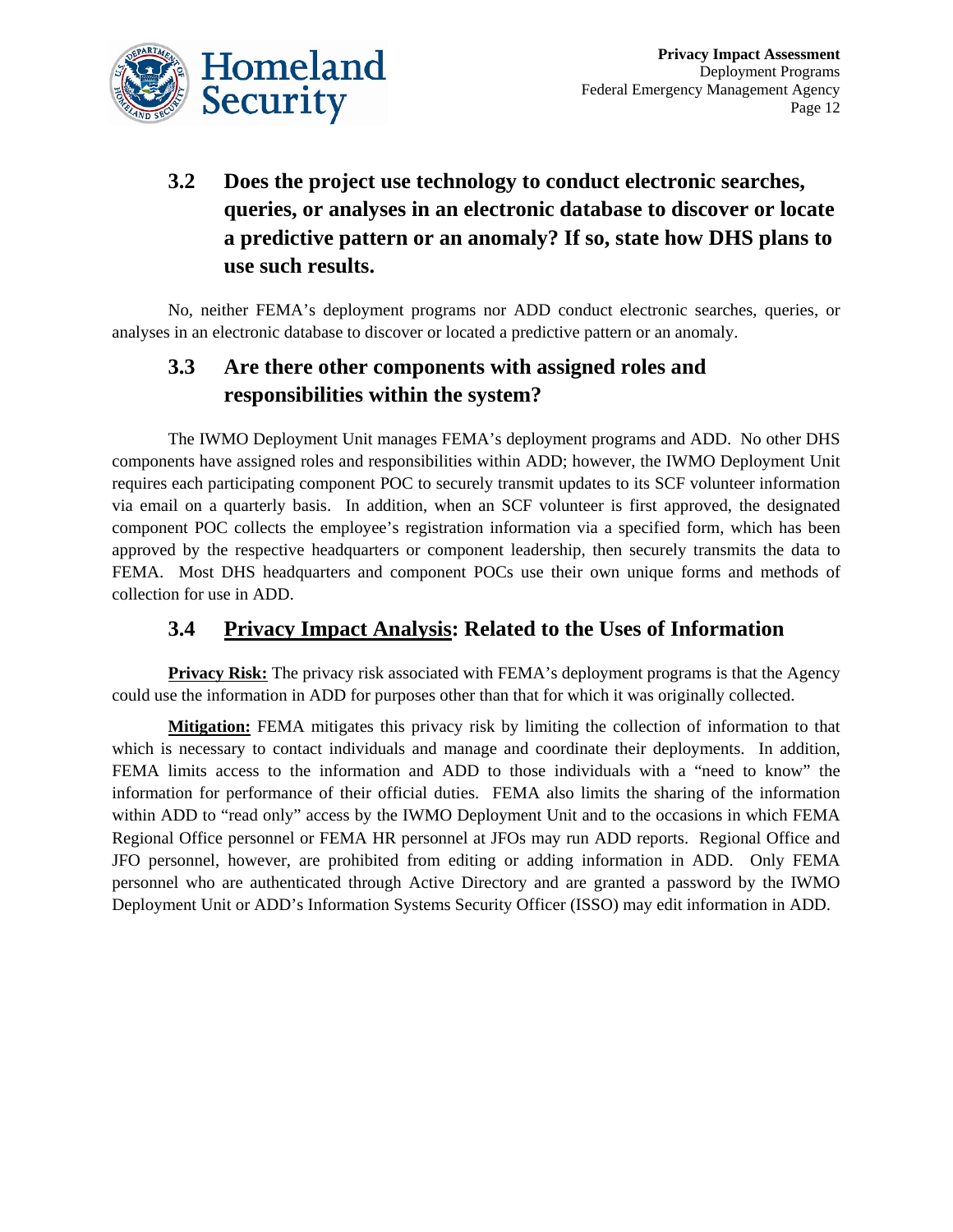## 3.2 Does the project use technology to conduct electronic searches, queries, or analyses in an electronic database to discover or locate a predictive pattern or an anomaly? If so, state how DHS plans to use such results.

No, neither FEMA's deployment programs nor ADD conduct electronic searches, queries, or analyses in an electronic database to discover or located a predictive pattern or an anomaly.

## 3.3 Are there other components with assigned roles and responsibilities within the system?

The IWMO Deployment Unit manages FEMA's deployment programs and ADD. No other DHS components have assigned roles and responsibilities within ADD; however, the IWMO Deployment Unit requires each participating component POC to securely transmit updates to its SCF volunteer information via email on a quarterly basis. In addition, when an SCF volunteer is first approved, the designated component POC collects the employee's registration information via a specified form, which has been approved by the respective headquarters or component leadership, then securely transmits the data to FEMA. Most DHS headquarters and component POCs use their own unique forms and methods of collection for use in ADD.

## 3.4 Privacy Impact Analysis: Related to the Uses of Information

**Privacy Risk:** The privacy risk associated with FEMA's deployment programs is that the Agency could use the information in ADD for purposes other than that for which it was originally collected.

**Mitigation:** FEMA mitigates this privacy risk by limiting the collection of information to that which is necessary to contact individuals and manage and coordinate their deployments. In addition, FEMA limits access to the information and ADD to those individuals with a "need to know" the information for performance of their official duties. FEMA also limits the sharing of the information within ADD to "read only" access by the IWMO Deployment Unit and to the occasions in which FEMA Regional Office personnel or FEMA HR personnel at JFOs may run ADD reports. Regional Office and JFO personnel, however, are prohibited from editing or adding information in ADD. Only FEMA personnel who are authenticated through Active Directory and are granted a password by the IWMO Deployment Unit or ADD's Information Systems Security Officer (ISSO) may edit information in ADD.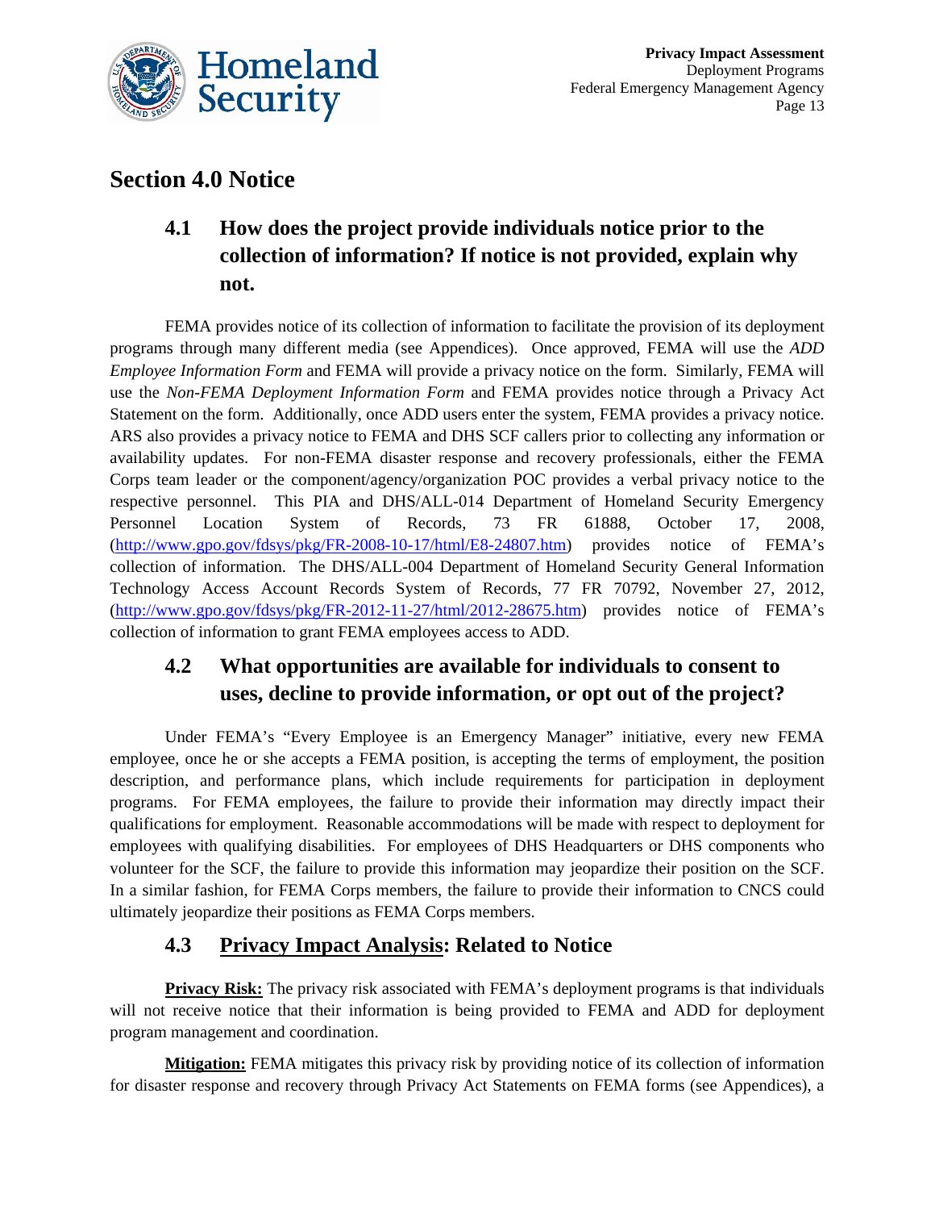## Section 4.0 Notice

### 4.1 How does the project provide individuals notice prior to the collection of information? If notice is not provided, explain why not.

FEMA provides notice of its collection of information to facilitate the provision of its deployment programs through many different media (see Appendices). Once approved, FEMA will use the *ADD Employee Information Form* and FEMA will provide a privacy notice on the form. Similarly, FEMA will use the *Non-FEMA Deployment Information Form* and FEMA provides notice through a Privacy Act Statement on the form. Additionally, once ADD users enter the system, FEMA provides a privacy notice. ARS also provides a privacy notice to FEMA and DHS SCF callers prior to collecting any information or availability updates. For non-FEMA disaster response and recovery professionals, either the FEMA Corps team leader or the component/agency/organization POC provides a verbal privacy notice to the respective personnel. This PIA and DHS/ALL-014 Department of Homeland Security Emergency Personnel Location System of Records, 73 FR 61888, October 17, 2008, (http://www.gpo.gov/fdsys/pkg/FR-2008-10-17/html/E8-24807.htm) provides notice of FEMA's collection of information. The DHS/ALL-004 Department of Homeland Security General Information Technology Access Account Records System of Records, 77 FR 70792, November 27, 2012, (http://www.gpo.gov/fdsys/pkg/FR-2012-11-27/html/2012-28675.htm) provides notice of FEMA's collection of information to grant FEMA employees access to ADD.

### 4.2 What opportunities are available for individuals to consent to uses, decline to provide information, or opt out of the project?

Under FEMA's "Every Employee is an Emergency Manager" initiative, every new FEMA employee, once he or she accepts a FEMA position, is accepting the terms of employment, the position description, and performance plans, which include requirements for participation in deployment programs. For FEMA employees, the failure to provide their information may directly impact their qualifications for employment. Reasonable accommodations will be made with respect to deployment for employees with qualifying disabilities. For employees of DHS Headquarters or DHS components who volunteer for the SCF, the failure to provide this information may jeopardize their position on the SCF. In a similar fashion, for FEMA Corps members, the failure to provide their information to CNCS could ultimately jeopardize their positions as FEMA Corps members.

### 4.3 Privacy Impact Analysis: Related to Notice

**Privacy Risk:** The privacy risk associated with FEMA's deployment programs is that individuals will not receive notice that their information is being provided to FEMA and ADD for deployment program management and coordination.

**Mitigation:** FEMA mitigates this privacy risk by providing notice of its collection of information for disaster response and recovery through Privacy Act Statements on FEMA forms (see Appendices), a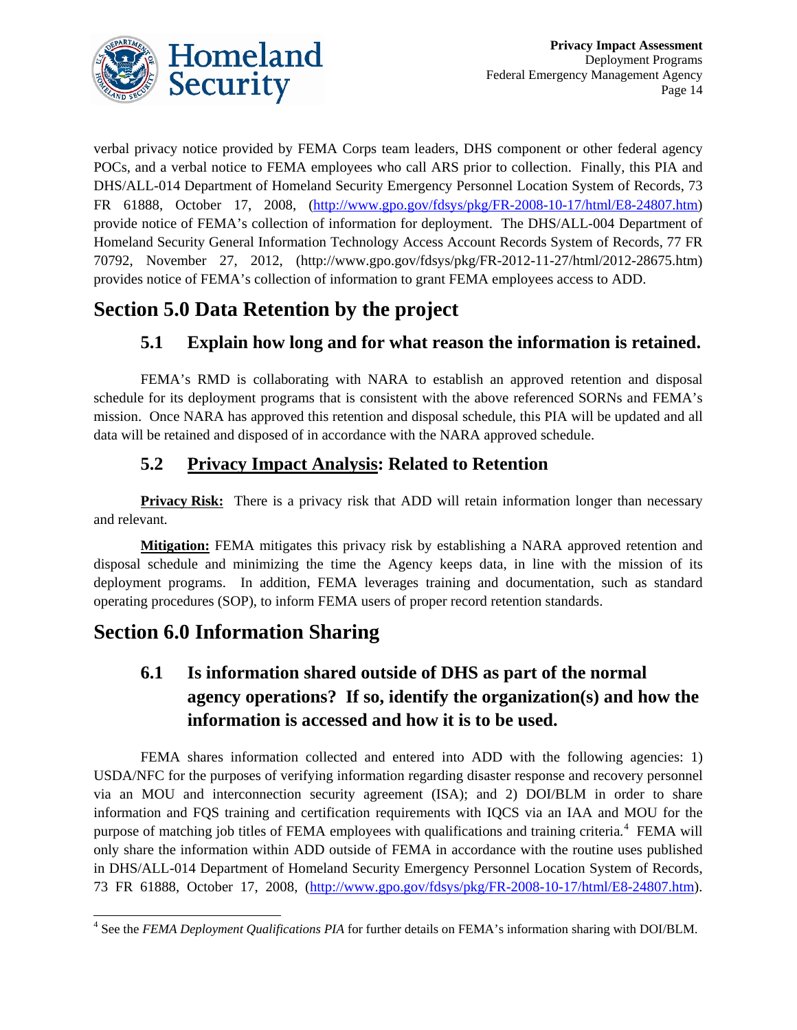verbal privacy notice provided by FEMA Corps team leaders, DHS component or other federal agency POCs, and a verbal notice to FEMA employees who call ARS prior to collection. Finally, this PIA and DHS/ALL-014 Department of Homeland Security Emergency Personnel Location System of Records, 73 FR 61888, October 17, 2008, (http://www.gpo.gov/fdsys/pkg/FR-2008-10-17/html/E8-24807.htm) provide notice of FEMA's collection of information for deployment. The DHS/ALL-004 Department of Homeland Security General Information Technology Access Account Records System of Records, 77 FR 70792, November 27, 2012, (http://www.gpo.gov/fdsys/pkg/FR-2012-11-27/html/2012-28675.htm) provides notice of FEMA's collection of information to grant FEMA employees access to ADD.

# Section 5.0 Data Retention by the project

## 5.1 Explain how long and for what reason the information is retained.

FEMA's RMD is collaborating with NARA to establish an approved retention and disposal schedule for its deployment programs that is consistent with the above referenced SORNs and FEMA's mission. Once NARA has approved this retention and disposal schedule, this PIA will be updated and all data will be retained and disposed of in accordance with the NARA approved schedule.

## 5.2 Privacy Impact Analysis: Related to Retention

**Privacy Risk:** There is a privacy risk that ADD will retain information longer than necessary and relevant.

**Mitigation:** FEMA mitigates this privacy risk by establishing a NARA approved retention and disposal schedule and minimizing the time the Agency keeps data, in line with the mission of its deployment programs. In addition, FEMA leverages training and documentation, such as standard operating procedures (SOP), to inform FEMA users of proper record retention standards.

# Section 6.0 Information Sharing

## 6.1 Is information shared outside of DHS as part of the normal agency operations? If so, identify the organization(s) and how the information is accessed and how it is to be used.

FEMA shares information collected and entered into ADD with the following agencies: 1) USDA/NFC for the purposes of verifying information regarding disaster response and recovery personnel via an MOU and interconnection security agreement (ISA); and 2) DOI/BLM in order to share information and FQS training and certification requirements with IQCS via an IAA and MOU for the purpose of matching job titles of FEMA employees with qualifications and training criteria.[4] FEMA will only share the information within ADD outside of FEMA in accordance with the routine uses published in DHS/ALL-014 Department of Homeland Security Emergency Personnel Location System of Records, 73 FR 61888, October 17, 2008, (http://www.gpo.gov/fdsys/pkg/FR-2008-10-17/html/E8-24807.htm).

[4] See the *FEMA Deployment Qualifications PIA* for further details on FEMA's information sharing with DOI/BLM.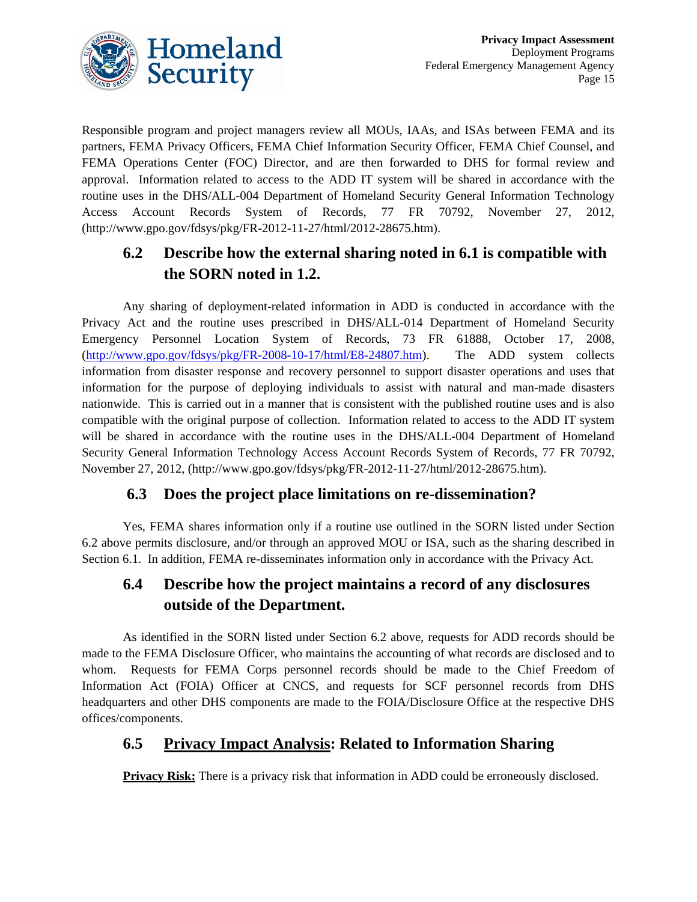Responsible program and project managers review all MOUs, IAAs, and ISAs between FEMA and its partners, FEMA Privacy Officers, FEMA Chief Information Security Officer, FEMA Chief Counsel, and FEMA Operations Center (FOC) Director, and are then forwarded to DHS for formal review and approval. Information related to access to the ADD IT system will be shared in accordance with the routine uses in the DHS/ALL-004 Department of Homeland Security General Information Technology Access Account Records System of Records, 77 FR 70792, November 27, 2012, (http://www.gpo.gov/fdsys/pkg/FR-2012-11-27/html/2012-28675.htm).

## 6.2 Describe how the external sharing noted in 6.1 is compatible with the SORN noted in 1.2.

Any sharing of deployment-related information in ADD is conducted in accordance with the Privacy Act and the routine uses prescribed in DHS/ALL-014 Department of Homeland Security Emergency Personnel Location System of Records, 73 FR 61888, October 17, 2008, (http://www.gpo.gov/fdsys/pkg/FR-2008-10-17/html/E8-24807.htm). The ADD system collects information from disaster response and recovery personnel to support disaster operations and uses that information for the purpose of deploying individuals to assist with natural and man-made disasters nationwide. This is carried out in a manner that is consistent with the published routine uses and is also compatible with the original purpose of collection. Information related to access to the ADD IT system will be shared in accordance with the routine uses in the DHS/ALL-004 Department of Homeland Security General Information Technology Access Account Records System of Records, 77 FR 70792, November 27, 2012, (http://www.gpo.gov/fdsys/pkg/FR-2012-11-27/html/2012-28675.htm).

## 6.3 Does the project place limitations on re-dissemination?

Yes, FEMA shares information only if a routine use outlined in the SORN listed under Section 6.2 above permits disclosure, and/or through an approved MOU or ISA, such as the sharing described in Section 6.1. In addition, FEMA re-disseminates information only in accordance with the Privacy Act.

## 6.4 Describe how the project maintains a record of any disclosures outside of the Department.

As identified in the SORN listed under Section 6.2 above, requests for ADD records should be made to the FEMA Disclosure Officer, who maintains the accounting of what records are disclosed and to whom. Requests for FEMA Corps personnel records should be made to the Chief Freedom of Information Act (FOIA) Officer at CNCS, and requests for SCF personnel records from DHS headquarters and other DHS components are made to the FOIA/Disclosure Office at the respective DHS offices/components.

## 6.5 Privacy Impact Analysis: Related to Information Sharing

**Privacy Risk:** There is a privacy risk that information in ADD could be erroneously disclosed.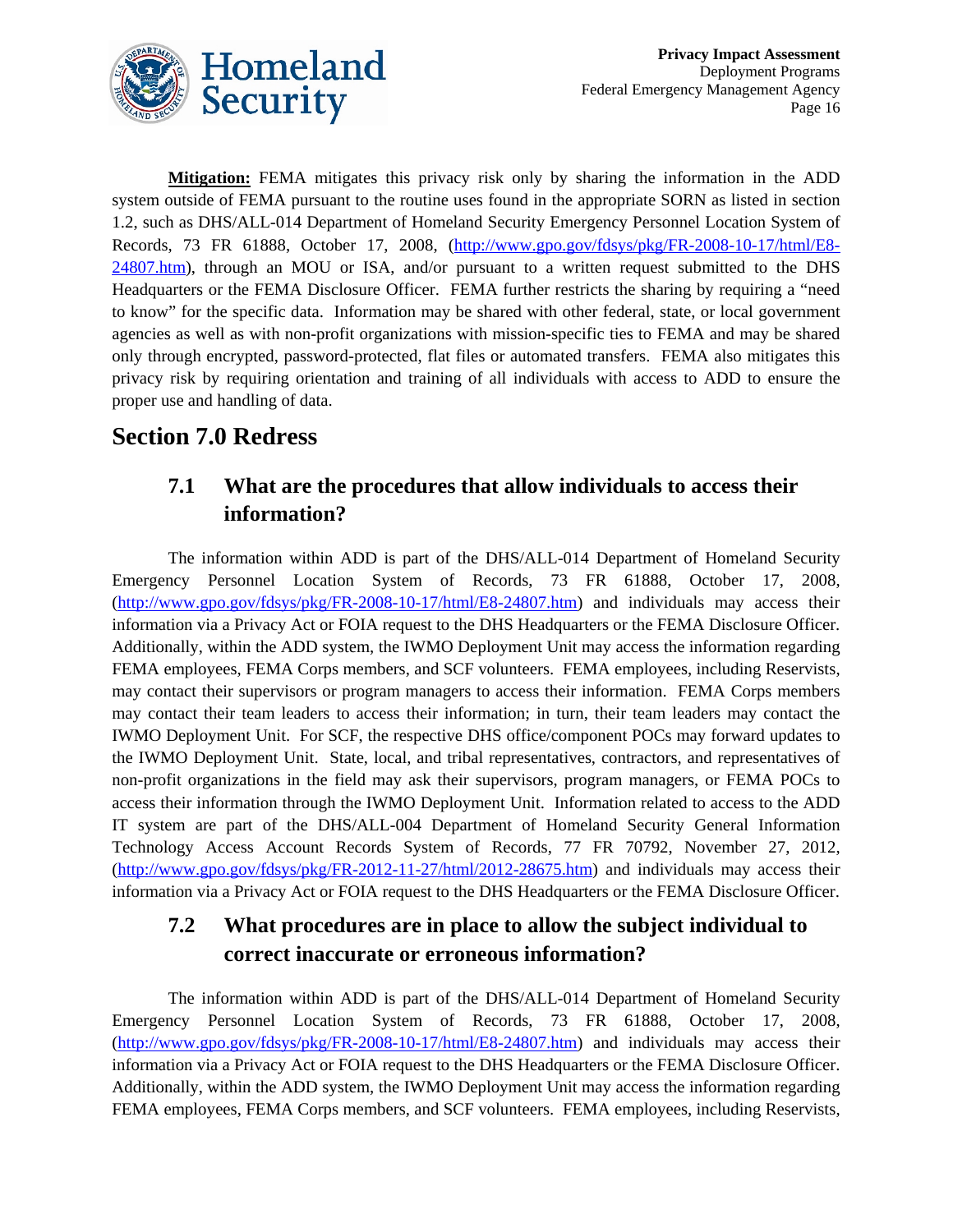**Mitigation:** FEMA mitigates this privacy risk only by sharing the information in the ADD system outside of FEMA pursuant to the routine uses found in the appropriate SORN as listed in section 1.2, such as DHS/ALL-014 Department of Homeland Security Emergency Personnel Location System of Records, 73 FR 61888, October 17, 2008, (http://www.gpo.gov/fdsys/pkg/FR-2008-10-17/html/E8-24807.htm), through an MOU or ISA, and/or pursuant to a written request submitted to the DHS Headquarters or the FEMA Disclosure Officer. FEMA further restricts the sharing by requiring a "need to know" for the specific data. Information may be shared with other federal, state, or local government agencies as well as with non-profit organizations with mission-specific ties to FEMA and may be shared only through encrypted, password-protected, flat files or automated transfers. FEMA also mitigates this privacy risk by requiring orientation and training of all individuals with access to ADD to ensure the proper use and handling of data.

# Section 7.0 Redress

## 7.1 What are the procedures that allow individuals to access their information?

The information within ADD is part of the DHS/ALL-014 Department of Homeland Security Emergency Personnel Location System of Records, 73 FR 61888, October 17, 2008, (http://www.gpo.gov/fdsys/pkg/FR-2008-10-17/html/E8-24807.htm) and individuals may access their information via a Privacy Act or FOIA request to the DHS Headquarters or the FEMA Disclosure Officer. Additionally, within the ADD system, the IWMO Deployment Unit may access the information regarding FEMA employees, FEMA Corps members, and SCF volunteers. FEMA employees, including Reservists, may contact their supervisors or program managers to access their information. FEMA Corps members may contact their team leaders to access their information; in turn, their team leaders may contact the IWMO Deployment Unit. For SCF, the respective DHS office/component POCs may forward updates to the IWMO Deployment Unit. State, local, and tribal representatives, contractors, and representatives of non-profit organizations in the field may ask their supervisors, program managers, or FEMA POCs to access their information through the IWMO Deployment Unit. Information related to access to the ADD IT system are part of the DHS/ALL-004 Department of Homeland Security General Information Technology Access Account Records System of Records, 77 FR 70792, November 27, 2012, (http://www.gpo.gov/fdsys/pkg/FR-2012-11-27/html/2012-28675.htm) and individuals may access their information via a Privacy Act or FOIA request to the DHS Headquarters or the FEMA Disclosure Officer.

## 7.2 What procedures are in place to allow the subject individual to correct inaccurate or erroneous information?

The information within ADD is part of the DHS/ALL-014 Department of Homeland Security Emergency Personnel Location System of Records, 73 FR 61888, October 17, 2008, (http://www.gpo.gov/fdsys/pkg/FR-2008-10-17/html/E8-24807.htm) and individuals may access their information via a Privacy Act or FOIA request to the DHS Headquarters or the FEMA Disclosure Officer. Additionally, within the ADD system, the IWMO Deployment Unit may access the information regarding FEMA employees, FEMA Corps members, and SCF volunteers. FEMA employees, including Reservists,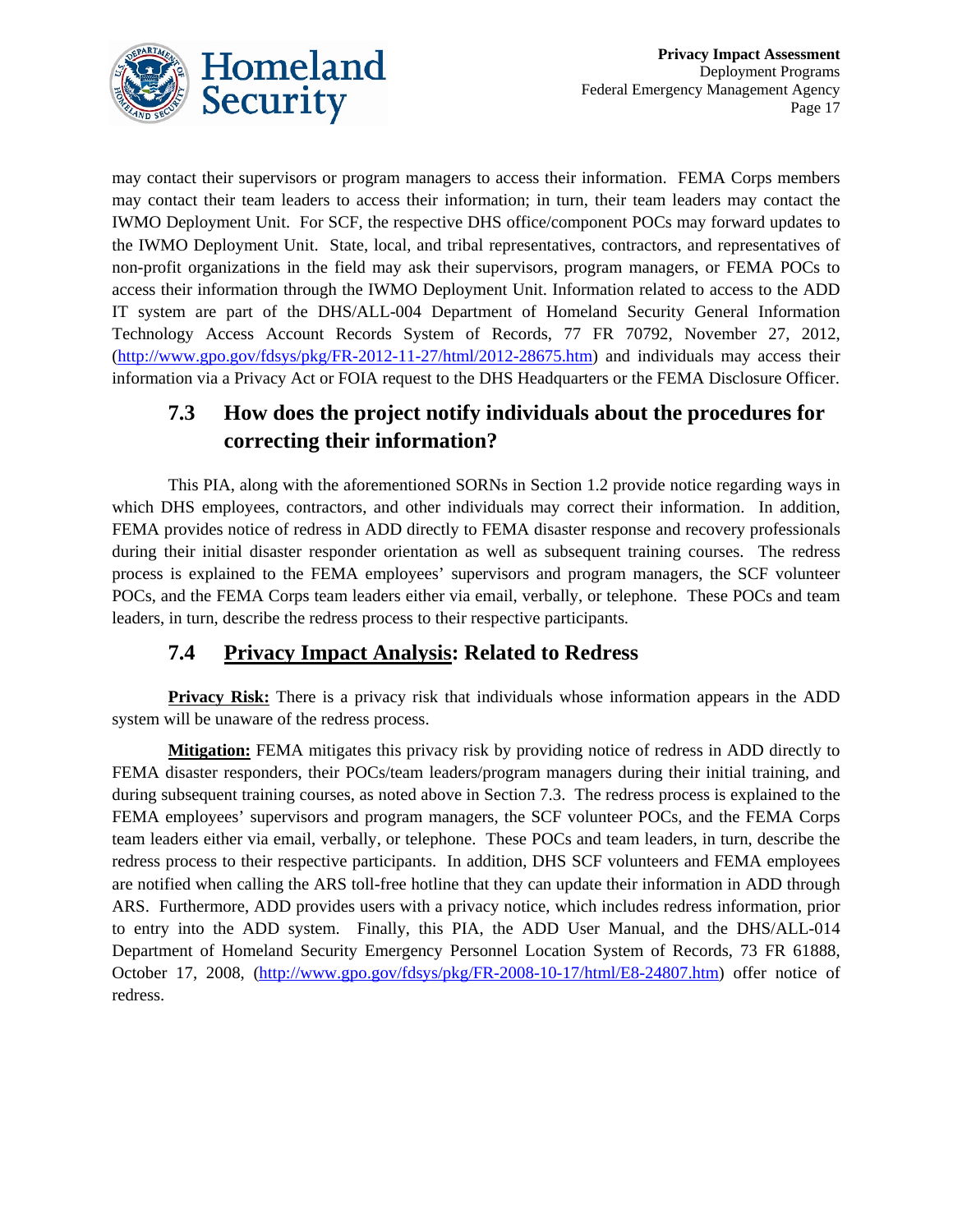may contact their supervisors or program managers to access their information. FEMA Corps members may contact their team leaders to access their information; in turn, their team leaders may contact the IWMO Deployment Unit. For SCF, the respective DHS office/component POCs may forward updates to the IWMO Deployment Unit. State, local, and tribal representatives, contractors, and representatives of non-profit organizations in the field may ask their supervisors, program managers, or FEMA POCs to access their information through the IWMO Deployment Unit. Information related to access to the ADD IT system are part of the DHS/ALL-004 Department of Homeland Security General Information Technology Access Account Records System of Records, 77 FR 70792, November 27, 2012, (http://www.gpo.gov/fdsys/pkg/FR-2012-11-27/html/2012-28675.htm) and individuals may access their information via a Privacy Act or FOIA request to the DHS Headquarters or the FEMA Disclosure Officer.

## 7.3 How does the project notify individuals about the procedures for correcting their information?

This PIA, along with the aforementioned SORNs in Section 1.2 provide notice regarding ways in which DHS employees, contractors, and other individuals may correct their information. In addition, FEMA provides notice of redress in ADD directly to FEMA disaster response and recovery professionals during their initial disaster responder orientation as well as subsequent training courses. The redress process is explained to the FEMA employees' supervisors and program managers, the SCF volunteer POCs, and the FEMA Corps team leaders either via email, verbally, or telephone. These POCs and team leaders, in turn, describe the redress process to their respective participants.

## 7.4 Privacy Impact Analysis: Related to Redress

**Privacy Risk:** There is a privacy risk that individuals whose information appears in the ADD system will be unaware of the redress process.

**Mitigation:** FEMA mitigates this privacy risk by providing notice of redress in ADD directly to FEMA disaster responders, their POCs/team leaders/program managers during their initial training, and during subsequent training courses, as noted above in Section 7.3. The redress process is explained to the FEMA employees' supervisors and program managers, the SCF volunteer POCs, and the FEMA Corps team leaders either via email, verbally, or telephone. These POCs and team leaders, in turn, describe the redress process to their respective participants. In addition, DHS SCF volunteers and FEMA employees are notified when calling the ARS toll-free hotline that they can update their information in ADD through ARS. Furthermore, ADD provides users with a privacy notice, which includes redress information, prior to entry into the ADD system. Finally, this PIA, the ADD User Manual, and the DHS/ALL-014 Department of Homeland Security Emergency Personnel Location System of Records, 73 FR 61888, October 17, 2008, (http://www.gpo.gov/fdsys/pkg/FR-2008-10-17/html/E8-24807.htm) offer notice of redress.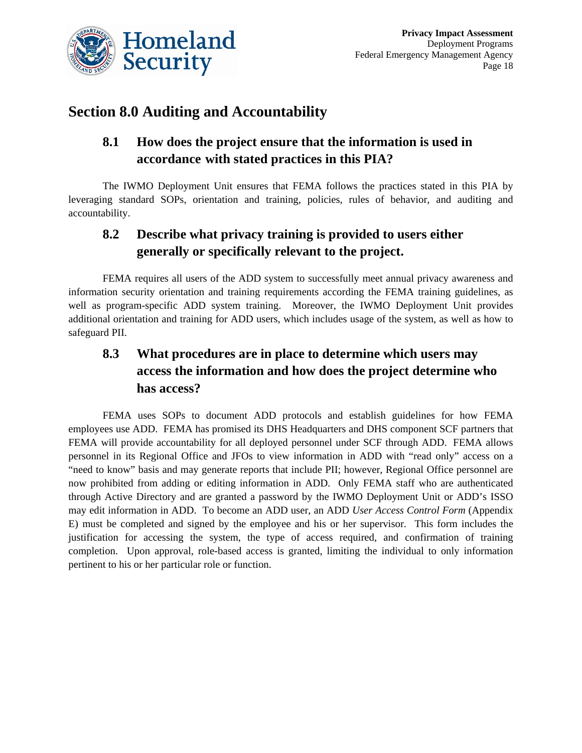## Section 8.0 Auditing and Accountability

### 8.1 How does the project ensure that the information is used in accordance with stated practices in this PIA?

The IWMO Deployment Unit ensures that FEMA follows the practices stated in this PIA by leveraging standard SOPs, orientation and training, policies, rules of behavior, and auditing and accountability.

### 8.2 Describe what privacy training is provided to users either generally or specifically relevant to the project.

FEMA requires all users of the ADD system to successfully meet annual privacy awareness and information security orientation and training requirements according the FEMA training guidelines, as well as program-specific ADD system training. Moreover, the IWMO Deployment Unit provides additional orientation and training for ADD users, which includes usage of the system, as well as how to safeguard PII.

### 8.3 What procedures are in place to determine which users may access the information and how does the project determine who has access?

FEMA uses SOPs to document ADD protocols and establish guidelines for how FEMA employees use ADD. FEMA has promised its DHS Headquarters and DHS component SCF partners that FEMA will provide accountability for all deployed personnel under SCF through ADD. FEMA allows personnel in its Regional Office and JFOs to view information in ADD with "read only" access on a "need to know" basis and may generate reports that include PII; however, Regional Office personnel are now prohibited from adding or editing information in ADD. Only FEMA staff who are authenticated through Active Directory and are granted a password by the IWMO Deployment Unit or ADD's ISSO may edit information in ADD. To become an ADD user, an ADD *User Access Control Form* (Appendix E) must be completed and signed by the employee and his or her supervisor. This form includes the justification for accessing the system, the type of access required, and confirmation of training completion. Upon approval, role-based access is granted, limiting the individual to only information pertinent to his or her particular role or function.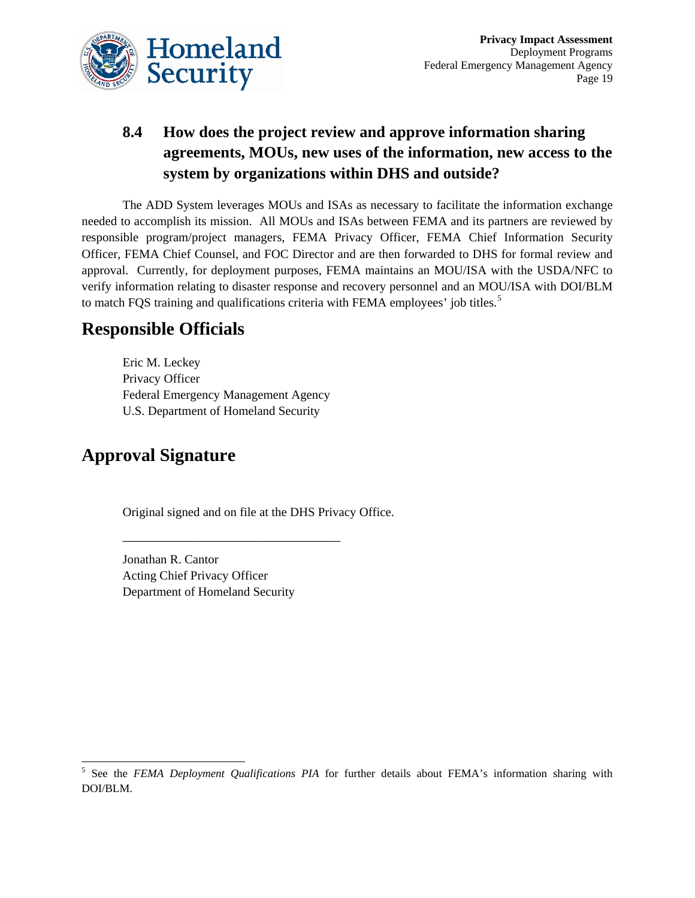### 8.4 How does the project review and approve information sharing agreements, MOUs, new uses of the information, new access to the system by organizations within DHS and outside?

The ADD System leverages MOUs and ISAs as necessary to facilitate the information exchange needed to accomplish its mission. All MOUs and ISAs between FEMA and its partners are reviewed by responsible program/project managers, FEMA Privacy Officer, FEMA Chief Information Security Officer, FEMA Chief Counsel, and FOC Director and are then forwarded to DHS for formal review and approval. Currently, for deployment purposes, FEMA maintains an MOU/ISA with the USDA/NFC to verify information relating to disaster response and recovery personnel and an MOU/ISA with DOI/BLM to match FQS training and qualifications criteria with FEMA employees' job titles.[5]

## Responsible Officials

Eric M. Leckey
Privacy Officer
Federal Emergency Management Agency
U.S. Department of Homeland Security

## Approval Signature

Original signed and on file at the DHS Privacy Office.

________________________________

Jonathan R. Cantor
Acting Chief Privacy Officer
Department of Homeland Security

---

[5] See the *FEMA Deployment Qualifications PIA* for further details about FEMA's information sharing with DOI/BLM.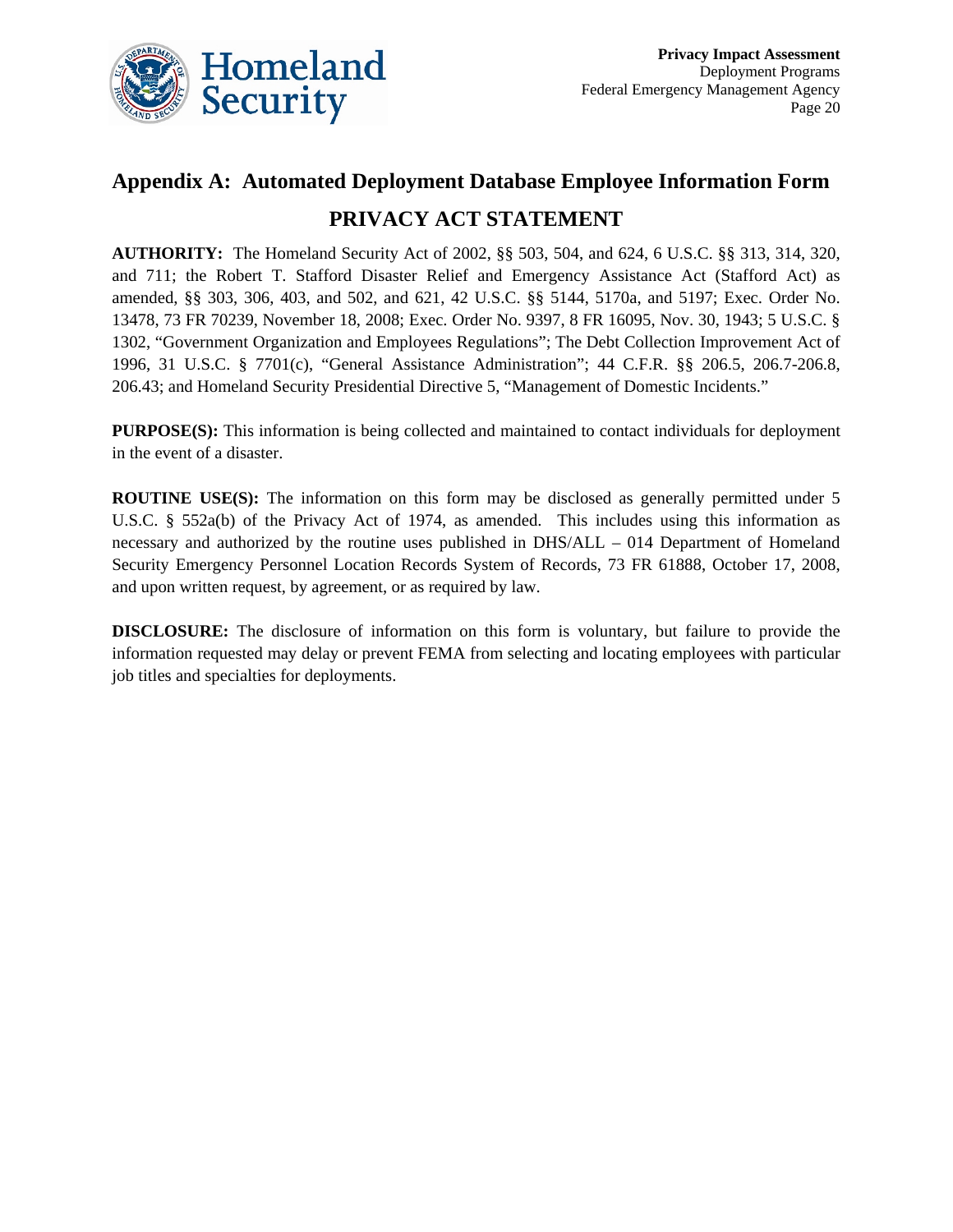## Appendix A: Automated Deployment Database Employee Information Form

### PRIVACY ACT STATEMENT

**AUTHORITY:** The Homeland Security Act of 2002, §§ 503, 504, and 624, 6 U.S.C. §§ 313, 314, 320, and 711; the Robert T. Stafford Disaster Relief and Emergency Assistance Act (Stafford Act) as amended, §§ 303, 306, 403, and 502, and 621, 42 U.S.C. §§ 5144, 5170a, and 5197; Exec. Order No. 13478, 73 FR 70239, November 18, 2008; Exec. Order No. 9397, 8 FR 16095, Nov. 30, 1943; 5 U.S.C. § 1302, "Government Organization and Employees Regulations"; The Debt Collection Improvement Act of 1996, 31 U.S.C. § 7701(c), "General Assistance Administration"; 44 C.F.R. §§ 206.5, 206.7-206.8, 206.43; and Homeland Security Presidential Directive 5, "Management of Domestic Incidents."

**PURPOSE(S):** This information is being collected and maintained to contact individuals for deployment in the event of a disaster.

**ROUTINE USE(S):** The information on this form may be disclosed as generally permitted under 5 U.S.C. § 552a(b) of the Privacy Act of 1974, as amended. This includes using this information as necessary and authorized by the routine uses published in DHS/ALL – 014 Department of Homeland Security Emergency Personnel Location Records System of Records, 73 FR 61888, October 17, 2008, and upon written request, by agreement, or as required by law.

**DISCLOSURE:** The disclosure of information on this form is voluntary, but failure to provide the information requested may delay or prevent FEMA from selecting and locating employees with particular job titles and specialties for deployments.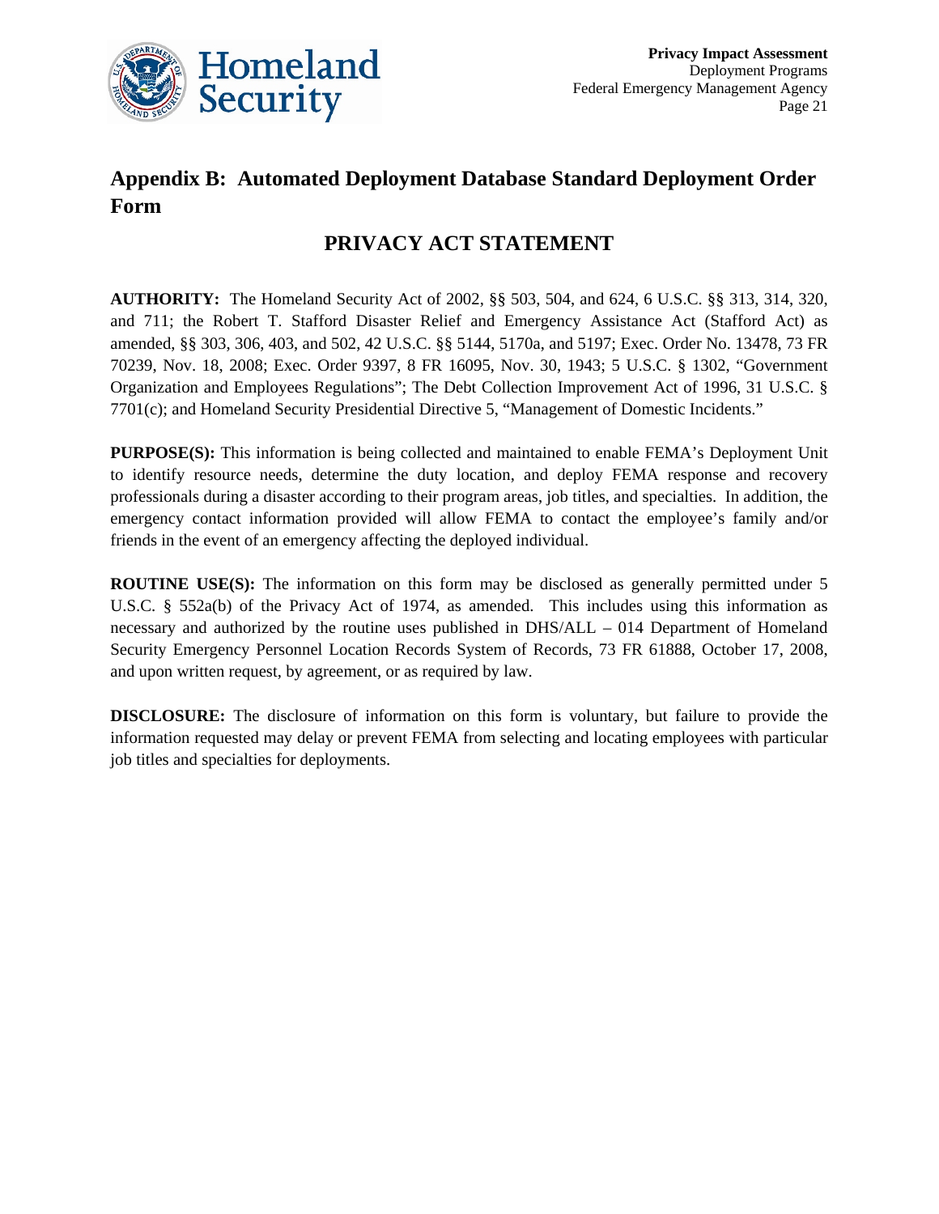## Appendix B: Automated Deployment Database Standard Deployment Order Form

### PRIVACY ACT STATEMENT

**AUTHORITY:** The Homeland Security Act of 2002, §§ 503, 504, and 624, 6 U.S.C. §§ 313, 314, 320, and 711; the Robert T. Stafford Disaster Relief and Emergency Assistance Act (Stafford Act) as amended, §§ 303, 306, 403, and 502, 42 U.S.C. §§ 5144, 5170a, and 5197; Exec. Order No. 13478, 73 FR 70239, Nov. 18, 2008; Exec. Order 9397, 8 FR 16095, Nov. 30, 1943; 5 U.S.C. § 1302, "Government Organization and Employees Regulations"; The Debt Collection Improvement Act of 1996, 31 U.S.C. § 7701(c); and Homeland Security Presidential Directive 5, "Management of Domestic Incidents."

**PURPOSE(S):** This information is being collected and maintained to enable FEMA's Deployment Unit to identify resource needs, determine the duty location, and deploy FEMA response and recovery professionals during a disaster according to their program areas, job titles, and specialties. In addition, the emergency contact information provided will allow FEMA to contact the employee's family and/or friends in the event of an emergency affecting the deployed individual.

**ROUTINE USE(S):** The information on this form may be disclosed as generally permitted under 5 U.S.C. § 552a(b) of the Privacy Act of 1974, as amended. This includes using this information as necessary and authorized by the routine uses published in DHS/ALL – 014 Department of Homeland Security Emergency Personnel Location Records System of Records, 73 FR 61888, October 17, 2008, and upon written request, by agreement, or as required by law.

**DISCLOSURE:** The disclosure of information on this form is voluntary, but failure to provide the information requested may delay or prevent FEMA from selecting and locating employees with particular job titles and specialties for deployments.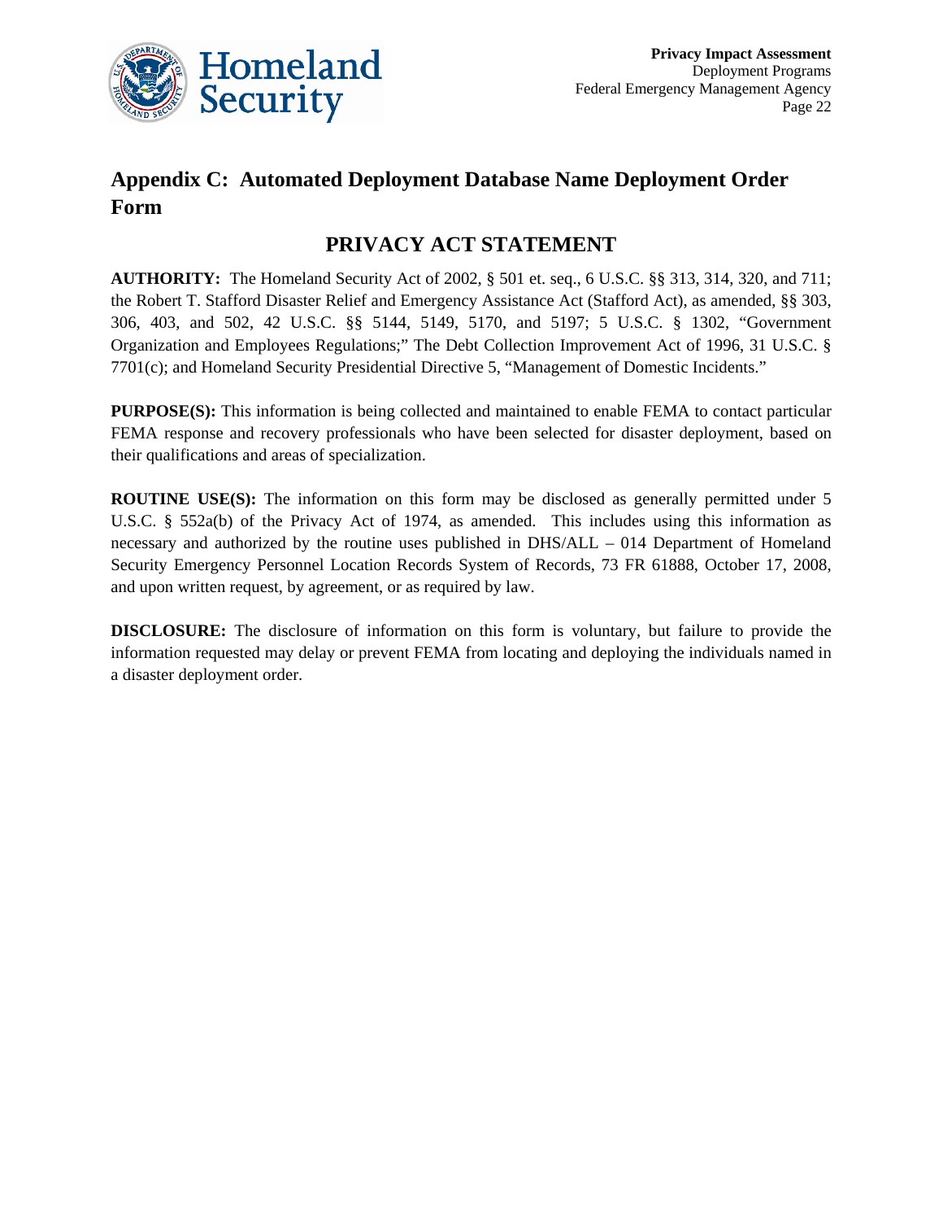# Appendix C: Automated Deployment Database Name Deployment Order Form

## PRIVACY ACT STATEMENT

**AUTHORITY:** The Homeland Security Act of 2002, § 501 et. seq., 6 U.S.C. §§ 313, 314, 320, and 711; the Robert T. Stafford Disaster Relief and Emergency Assistance Act (Stafford Act), as amended, §§ 303, 306, 403, and 502, 42 U.S.C. §§ 5144, 5149, 5170, and 5197; 5 U.S.C. § 1302, "Government Organization and Employees Regulations;" The Debt Collection Improvement Act of 1996, 31 U.S.C. § 7701(c); and Homeland Security Presidential Directive 5, "Management of Domestic Incidents."

**PURPOSE(S):** This information is being collected and maintained to enable FEMA to contact particular FEMA response and recovery professionals who have been selected for disaster deployment, based on their qualifications and areas of specialization.

**ROUTINE USE(S):** The information on this form may be disclosed as generally permitted under 5 U.S.C. § 552a(b) of the Privacy Act of 1974, as amended. This includes using this information as necessary and authorized by the routine uses published in DHS/ALL – 014 Department of Homeland Security Emergency Personnel Location Records System of Records, 73 FR 61888, October 17, 2008, and upon written request, by agreement, or as required by law.

**DISCLOSURE:** The disclosure of information on this form is voluntary, but failure to provide the information requested may delay or prevent FEMA from locating and deploying the individuals named in a disaster deployment order.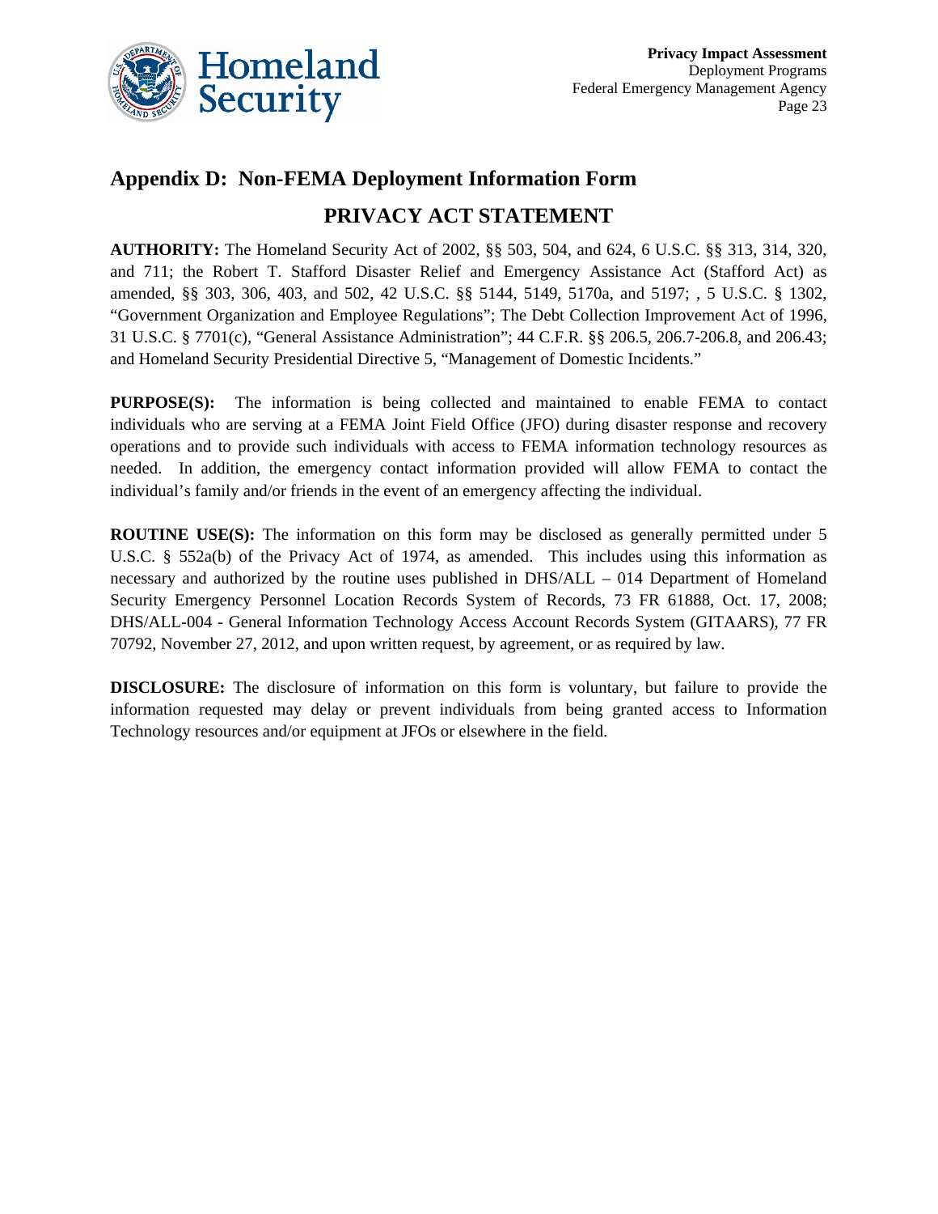## Appendix D: Non-FEMA Deployment Information Form

### PRIVACY ACT STATEMENT

**AUTHORITY:** The Homeland Security Act of 2002, §§ 503, 504, and 624, 6 U.S.C. §§ 313, 314, 320, and 711; the Robert T. Stafford Disaster Relief and Emergency Assistance Act (Stafford Act) as amended, §§ 303, 306, 403, and 502, 42 U.S.C. §§ 5144, 5149, 5170a, and 5197; , 5 U.S.C. § 1302, "Government Organization and Employee Regulations"; The Debt Collection Improvement Act of 1996, 31 U.S.C. § 7701(c), "General Assistance Administration"; 44 C.F.R. §§ 206.5, 206.7-206.8, and 206.43; and Homeland Security Presidential Directive 5, "Management of Domestic Incidents."

**PURPOSE(S):** The information is being collected and maintained to enable FEMA to contact individuals who are serving at a FEMA Joint Field Office (JFO) during disaster response and recovery operations and to provide such individuals with access to FEMA information technology resources as needed. In addition, the emergency contact information provided will allow FEMA to contact the individual's family and/or friends in the event of an emergency affecting the individual.

**ROUTINE USE(S):** The information on this form may be disclosed as generally permitted under 5 U.S.C. § 552a(b) of the Privacy Act of 1974, as amended. This includes using this information as necessary and authorized by the routine uses published in DHS/ALL – 014 Department of Homeland Security Emergency Personnel Location Records System of Records, 73 FR 61888, Oct. 17, 2008; DHS/ALL-004 - General Information Technology Access Account Records System (GITAARS), 77 FR 70792, November 27, 2012, and upon written request, by agreement, or as required by law.

**DISCLOSURE:** The disclosure of information on this form is voluntary, but failure to provide the information requested may delay or prevent individuals from being granted access to Information Technology resources and/or equipment at JFOs or elsewhere in the field.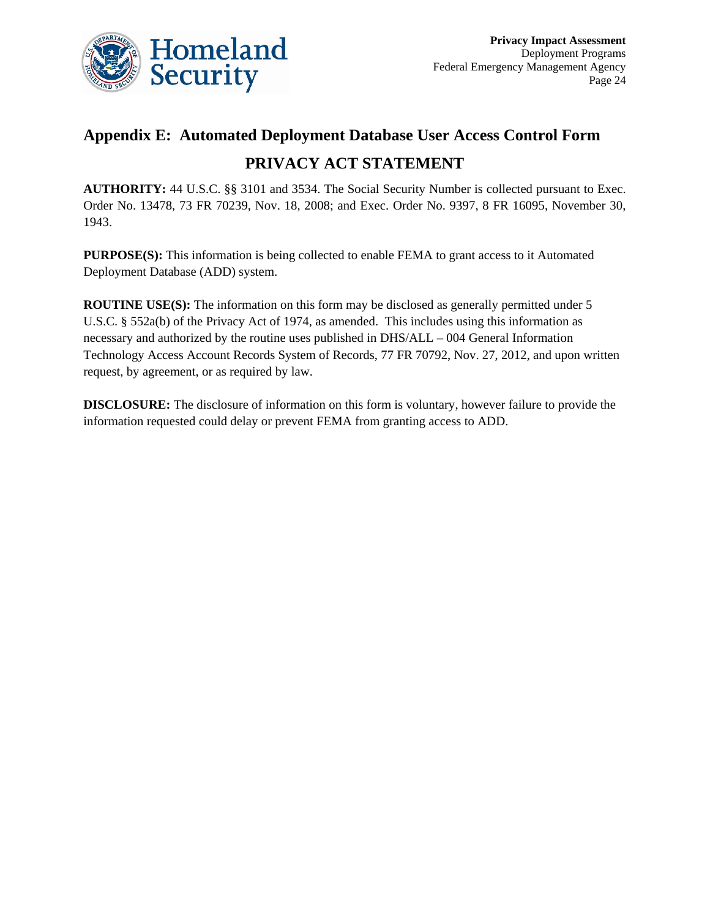## Appendix E: Automated Deployment Database User Access Control Form

### PRIVACY ACT STATEMENT

**AUTHORITY:** 44 U.S.C. §§ 3101 and 3534. The Social Security Number is collected pursuant to Exec. Order No. 13478, 73 FR 70239, Nov. 18, 2008; and Exec. Order No. 9397, 8 FR 16095, November 30, 1943.

**PURPOSE(S):** This information is being collected to enable FEMA to grant access to it Automated Deployment Database (ADD) system.

**ROUTINE USE(S):** The information on this form may be disclosed as generally permitted under 5 U.S.C. § 552a(b) of the Privacy Act of 1974, as amended. This includes using this information as necessary and authorized by the routine uses published in DHS/ALL – 004 General Information Technology Access Account Records System of Records, 77 FR 70792, Nov. 27, 2012, and upon written request, by agreement, or as required by law.

**DISCLOSURE:** The disclosure of information on this form is voluntary, however failure to provide the information requested could delay or prevent FEMA from granting access to ADD.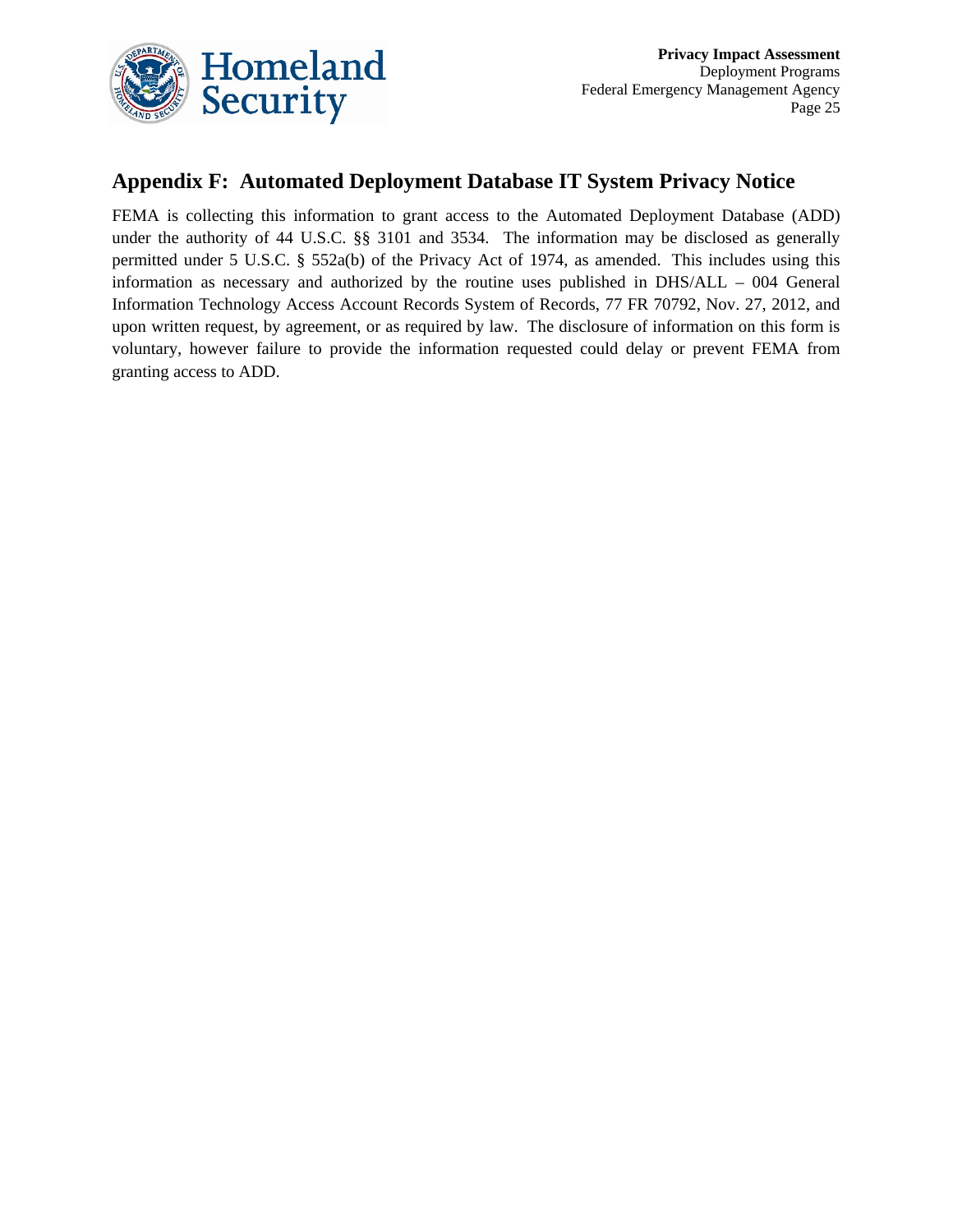## Appendix F: Automated Deployment Database IT System Privacy Notice

FEMA is collecting this information to grant access to the Automated Deployment Database (ADD) under the authority of 44 U.S.C. §§ 3101 and 3534. The information may be disclosed as generally permitted under 5 U.S.C. § 552a(b) of the Privacy Act of 1974, as amended. This includes using this information as necessary and authorized by the routine uses published in DHS/ALL – 004 General Information Technology Access Account Records System of Records, 77 FR 70792, Nov. 27, 2012, and upon written request, by agreement, or as required by law. The disclosure of information on this form is voluntary, however failure to provide the information requested could delay or prevent FEMA from granting access to ADD.